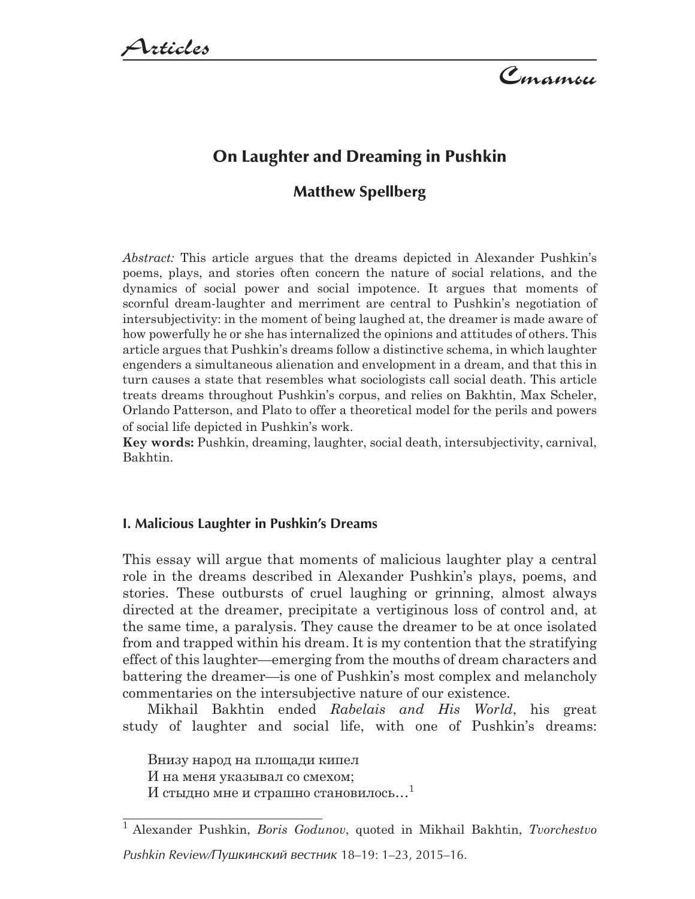# On Laughter and Dreaming in Pushkin

## Matthew Spellberg

*Abstract:* This article argues that the dreams depicted in Alexander Pushkin's poems, plays, and stories often concern the nature of social relations, and the dynamics of social power and social impotence. It argues that moments of scornful dream-laughter and merriment are central to Pushkin's negotiation of intersubjectivity: in the moment of being laughed at, the dreamer is made aware of how powerfully he or she has internalized the opinions and attitudes of others. This article argues that Pushkin's dreams follow a distinctive schema, in which laughter engenders a simultaneous alienation and envelopment in a dream, and that this in turn causes a state that resembles what sociologists call social death. This article treats dreams throughout Pushkin's corpus, and relies on Bakhtin, Max Scheler, Orlando Patterson, and Plato to offer a theoretical model for the perils and powers of social life depicted in Pushkin's work.

**Key words:** Pushkin, dreaming, laughter, social death, intersubjectivity, carnival, Bakhtin.

### I. Malicious Laughter in Pushkin's Dreams

This essay will argue that moments of malicious laughter play a central role in the dreams described in Alexander Pushkin's plays, poems, and stories. These outbursts of cruel laughing or grinning, almost always directed at the dreamer, precipitate a vertiginous loss of control and, at the same time, a paralysis. They cause the dreamer to be at once isolated from and trapped within his dream. It is my contention that the stratifying effect of this laughter—emerging from the mouths of dream characters and battering the dreamer—is one of Pushkin's most complex and melancholy commentaries on the intersubjective nature of our existence.

Mikhail Bakhtin ended *Rabelais and His World*, his great study of laughter and social life, with one of Pushkin's dreams:

> Внизу народ на площади кипел
> И на меня указывал со смехом;
> И стыдно мне и страшно становилось…[1]

---

[1] Alexander Pushkin, *Boris Godunov*, quoted in Mikhail Bakhtin, *Tvorchestvo*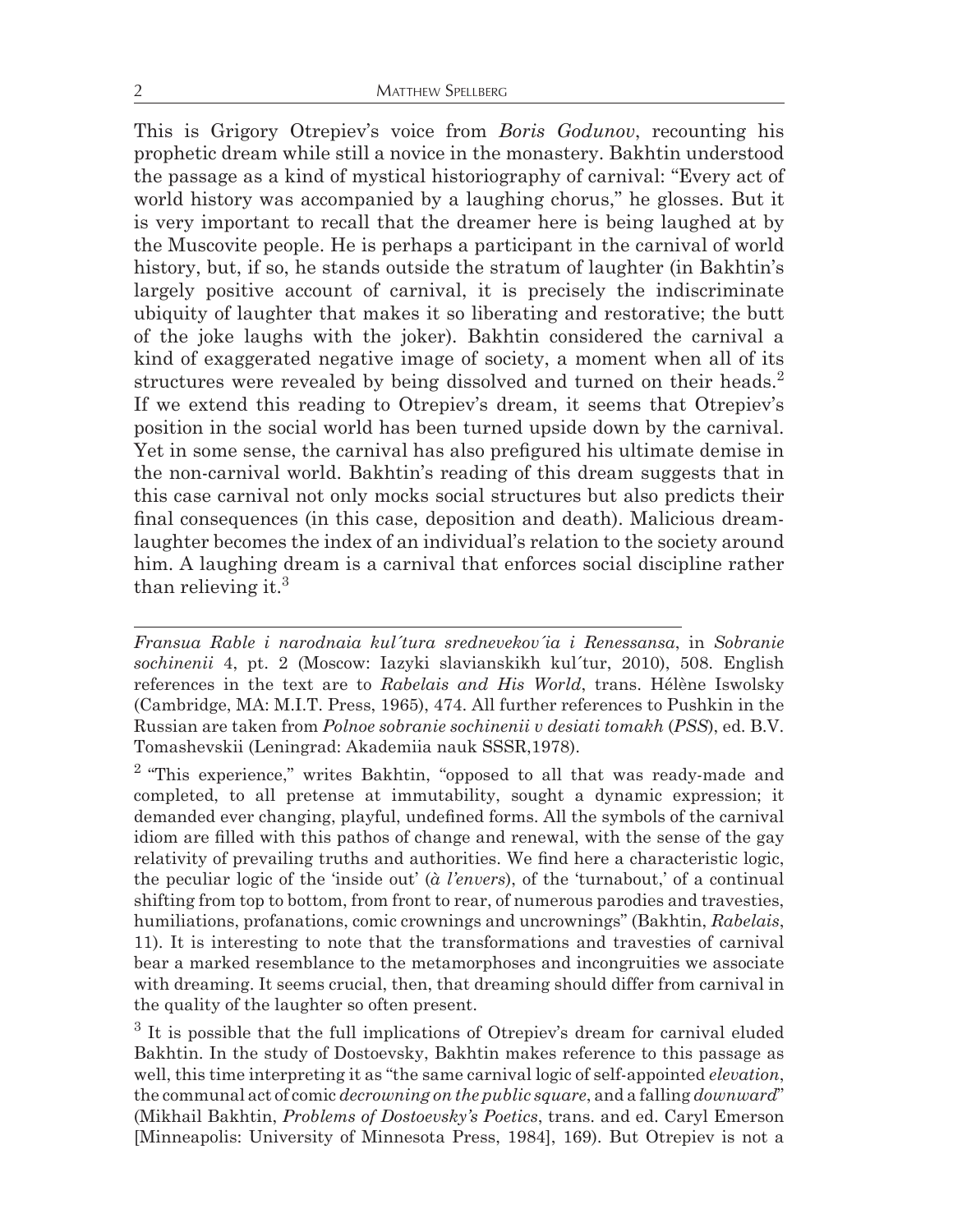This is Grigory Otrepiev's voice from *Boris Godunov*, recounting his prophetic dream while still a novice in the monastery. Bakhtin understood the passage as a kind of mystical historiography of carnival: "Every act of world history was accompanied by a laughing chorus," he glosses. But it is very important to recall that the dreamer here is being laughed at by the Muscovite people. He is perhaps a participant in the carnival of world history, but, if so, he stands outside the stratum of laughter (in Bakhtin's largely positive account of carnival, it is precisely the indiscriminate ubiquity of laughter that makes it so liberating and restorative; the butt of the joke laughs with the joker). Bakhtin considered the carnival a kind of exaggerated negative image of society, a moment when all of its structures were revealed by being dissolved and turned on their heads.[2] If we extend this reading to Otrepiev's dream, it seems that Otrepiev's position in the social world has been turned upside down by the carnival. Yet in some sense, the carnival has also prefigured his ultimate demise in the non-carnival world. Bakhtin's reading of this dream suggests that in this case carnival not only mocks social structures but also predicts their final consequences (in this case, deposition and death). Malicious dream-laughter becomes the index of an individual's relation to the society around him. A laughing dream is a carnival that enforces social discipline rather than relieving it.[3]

---

*Fransua Rable i narodnaia kul´tura srednevekov´ia i Renessansa*, in *Sobranie sochinenii* 4, pt. 2 (Moscow: Iazyki slavianskikh kul´tur, 2010), 508. English references in the text are to *Rabelais and His World*, trans. Hélène Iswolsky (Cambridge, MA: M.I.T. Press, 1965), 474. All further references to Pushkin in the Russian are taken from *Polnoe sobranie sochinenii v desiati tomakh* (*PSS*), ed. B.V. Tomashevskii (Leningrad: Akademiia nauk SSSR,1978).

[2] "This experience," writes Bakhtin, "opposed to all that was ready-made and completed, to all pretense at immutability, sought a dynamic expression; it demanded ever changing, playful, undefined forms. All the symbols of the carnival idiom are filled with this pathos of change and renewal, with the sense of the gay relativity of prevailing truths and authorities. We find here a characteristic logic, the peculiar logic of the 'inside out' (*à l'envers*), of the 'turnabout,' of a continual shifting from top to bottom, from front to rear, of numerous parodies and travesties, humiliations, profanations, comic crownings and uncrownings" (Bakhtin, *Rabelais*, 11). It is interesting to note that the transformations and travesties of carnival bear a marked resemblance to the metamorphoses and incongruities we associate with dreaming. It seems crucial, then, that dreaming should differ from carnival in the quality of the laughter so often present.

[3] It is possible that the full implications of Otrepiev's dream for carnival eluded Bakhtin. In the study of Dostoevsky, Bakhtin makes reference to this passage as well, this time interpreting it as "the same carnival logic of self-appointed *elevation*, the communal act of comic *decrowning on the public square*, and a falling *downward*" (Mikhail Bakhtin, *Problems of Dostoevsky's Poetics*, trans. and ed. Caryl Emerson [Minneapolis: University of Minnesota Press, 1984], 169). But Otrepiev is not a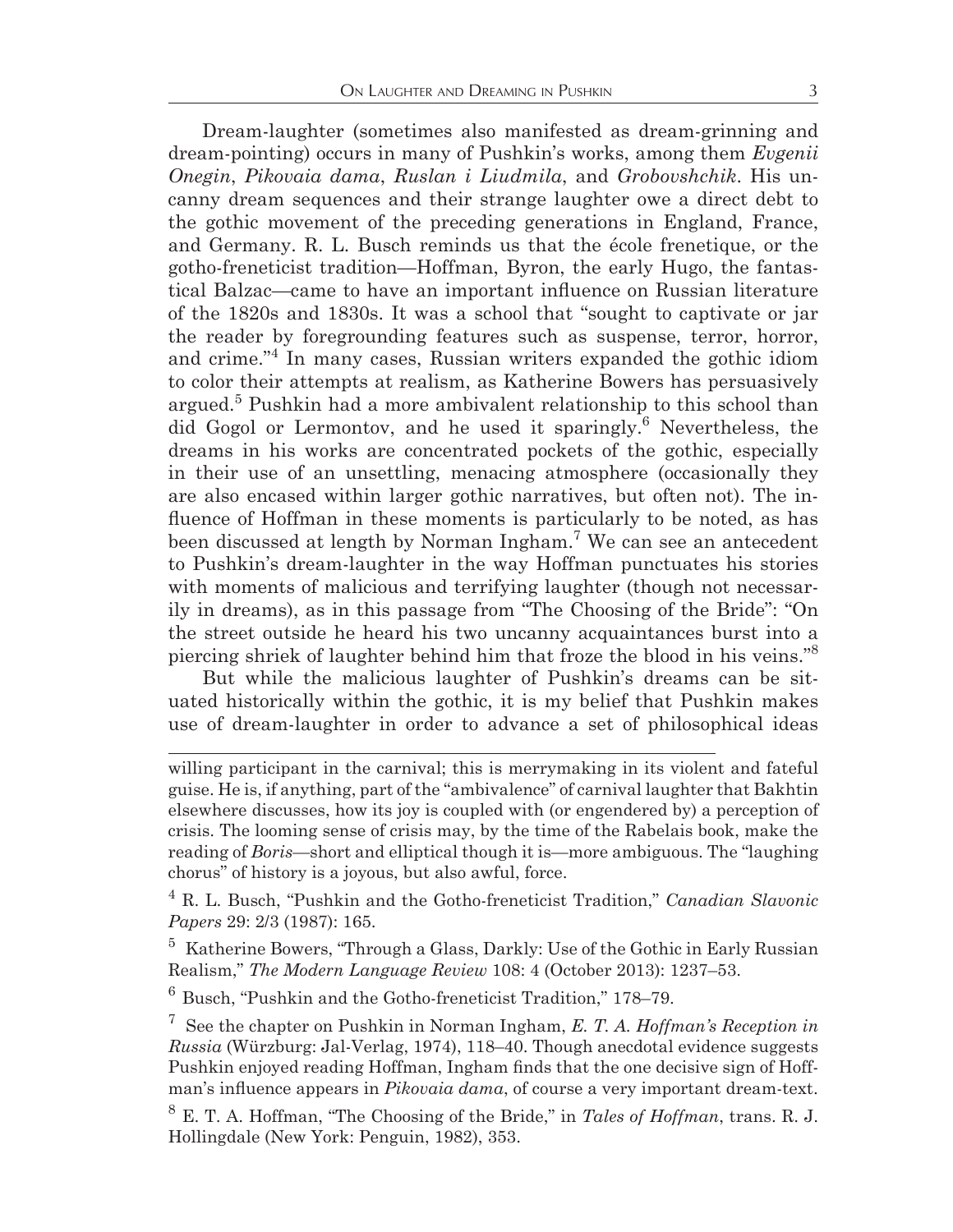Dream-laughter (sometimes also manifested as dream-grinning and dream-pointing) occurs in many of Pushkin's works, among them *Evgenii Onegin*, *Pikovaia dama*, *Ruslan i Liudmila*, and *Grobovshchik*. His uncanny dream sequences and their strange laughter owe a direct debt to the gothic movement of the preceding generations in England, France, and Germany. R. L. Busch reminds us that the école frenetique, or the gotho-freneticist tradition—Hoffman, Byron, the early Hugo, the fantastical Balzac—came to have an important influence on Russian literature of the 1820s and 1830s. It was a school that "sought to captivate or jar the reader by foregrounding features such as suspense, terror, horror, and crime."[4] In many cases, Russian writers expanded the gothic idiom to color their attempts at realism, as Katherine Bowers has persuasively argued.[5] Pushkin had a more ambivalent relationship to this school than did Gogol or Lermontov, and he used it sparingly.[6] Nevertheless, the dreams in his works are concentrated pockets of the gothic, especially in their use of an unsettling, menacing atmosphere (occasionally they are also encased within larger gothic narratives, but often not). The influence of Hoffman in these moments is particularly to be noted, as has been discussed at length by Norman Ingham.[7] We can see an antecedent to Pushkin's dream-laughter in the way Hoffman punctuates his stories with moments of malicious and terrifying laughter (though not necessarily in dreams), as in this passage from "The Choosing of the Bride": "On the street outside he heard his two uncanny acquaintances burst into a piercing shriek of laughter behind him that froze the blood in his veins."[8]

But while the malicious laughter of Pushkin's dreams can be situated historically within the gothic, it is my belief that Pushkin makes use of dream-laughter in order to advance a set of philosophical ideas

---

willing participant in the carnival; this is merrymaking in its violent and fateful guise. He is, if anything, part of the "ambivalence" of carnival laughter that Bakhtin elsewhere discusses, how its joy is coupled with (or engendered by) a perception of crisis. The looming sense of crisis may, by the time of the Rabelais book, make the reading of *Boris*—short and elliptical though it is—more ambiguous. The "laughing chorus" of history is a joyous, but also awful, force.

[4] R. L. Busch, "Pushkin and the Gotho-freneticist Tradition," *Canadian Slavonic Papers* 29: 2/3 (1987): 165.

[5] Katherine Bowers, "Through a Glass, Darkly: Use of the Gothic in Early Russian Realism," *The Modern Language Review* 108: 4 (October 2013): 1237–53.

[6] Busch, "Pushkin and the Gotho-freneticist Tradition," 178–79.

[7] See the chapter on Pushkin in Norman Ingham, *E. T. A. Hoffman's Reception in Russia* (Würzburg: Jal-Verlag, 1974), 118–40. Though anecdotal evidence suggests Pushkin enjoyed reading Hoffman, Ingham finds that the one decisive sign of Hoffman's influence appears in *Pikovaia dama*, of course a very important dream-text.

[8] E. T. A. Hoffman, "The Choosing of the Bride," in *Tales of Hoffman*, trans. R. J. Hollingdale (New York: Penguin, 1982), 353.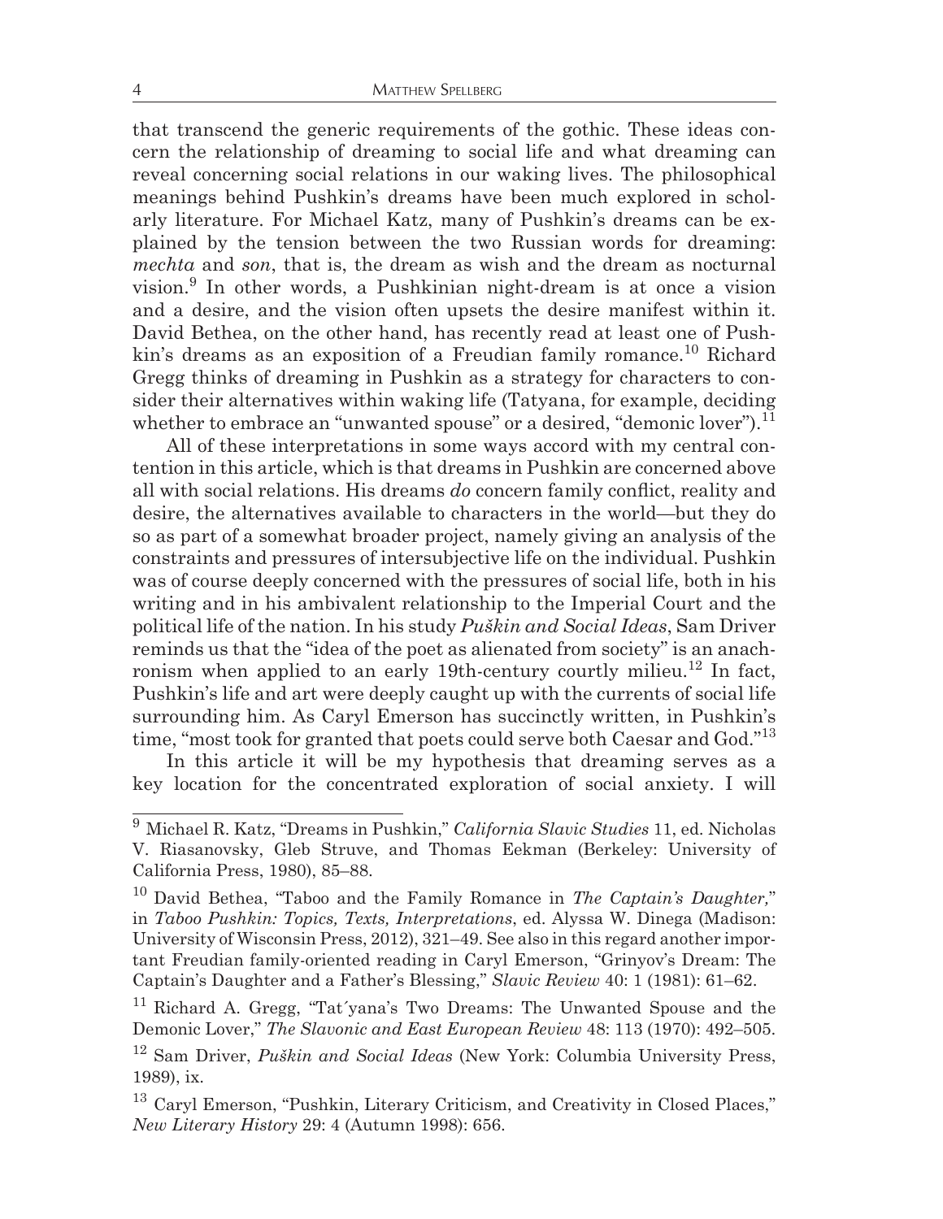that transcend the generic requirements of the gothic. These ideas concern the relationship of dreaming to social life and what dreaming can reveal concerning social relations in our waking lives. The philosophical meanings behind Pushkin's dreams have been much explored in scholarly literature. For Michael Katz, many of Pushkin's dreams can be explained by the tension between the two Russian words for dreaming: *mechta* and *son*, that is, the dream as wish and the dream as nocturnal vision.[9] In other words, a Pushkinian night-dream is at once a vision and a desire, and the vision often upsets the desire manifest within it. David Bethea, on the other hand, has recently read at least one of Pushkin's dreams as an exposition of a Freudian family romance.[10] Richard Gregg thinks of dreaming in Pushkin as a strategy for characters to consider their alternatives within waking life (Tatyana, for example, deciding whether to embrace an "unwanted spouse" or a desired, "demonic lover").[11]

All of these interpretations in some ways accord with my central contention in this article, which is that dreams in Pushkin are concerned above all with social relations. His dreams *do* concern family conflict, reality and desire, the alternatives available to characters in the world—but they do so as part of a somewhat broader project, namely giving an analysis of the constraints and pressures of intersubjective life on the individual. Pushkin was of course deeply concerned with the pressures of social life, both in his writing and in his ambivalent relationship to the Imperial Court and the political life of the nation. In his study *Puškin and Social Ideas*, Sam Driver reminds us that the "idea of the poet as alienated from society" is an anachronism when applied to an early 19th-century courtly milieu.[12] In fact, Pushkin's life and art were deeply caught up with the currents of social life surrounding him. As Caryl Emerson has succinctly written, in Pushkin's time, "most took for granted that poets could serve both Caesar and God."[13]

In this article it will be my hypothesis that dreaming serves as a key location for the concentrated exploration of social anxiety. I will

---

[9] Michael R. Katz, "Dreams in Pushkin," *California Slavic Studies* 11, ed. Nicholas V. Riasanovsky, Gleb Struve, and Thomas Eekman (Berkeley: University of California Press, 1980), 85–88.

[10] David Bethea, "Taboo and the Family Romance in *The Captain's Daughter,*" in *Taboo Pushkin: Topics, Texts, Interpretations*, ed. Alyssa W. Dinega (Madison: University of Wisconsin Press, 2012), 321–49. See also in this regard another important Freudian family-oriented reading in Caryl Emerson, "Grinyov's Dream: The Captain's Daughter and a Father's Blessing," *Slavic Review* 40: 1 (1981): 61–62.

[11] Richard A. Gregg, "Tat´yana's Two Dreams: The Unwanted Spouse and the Demonic Lover," *The Slavonic and East European Review* 48: 113 (1970): 492–505.

[12] Sam Driver, *Puškin and Social Ideas* (New York: Columbia University Press, 1989), ix.

[13] Caryl Emerson, "Pushkin, Literary Criticism, and Creativity in Closed Places," *New Literary History* 29: 4 (Autumn 1998): 656.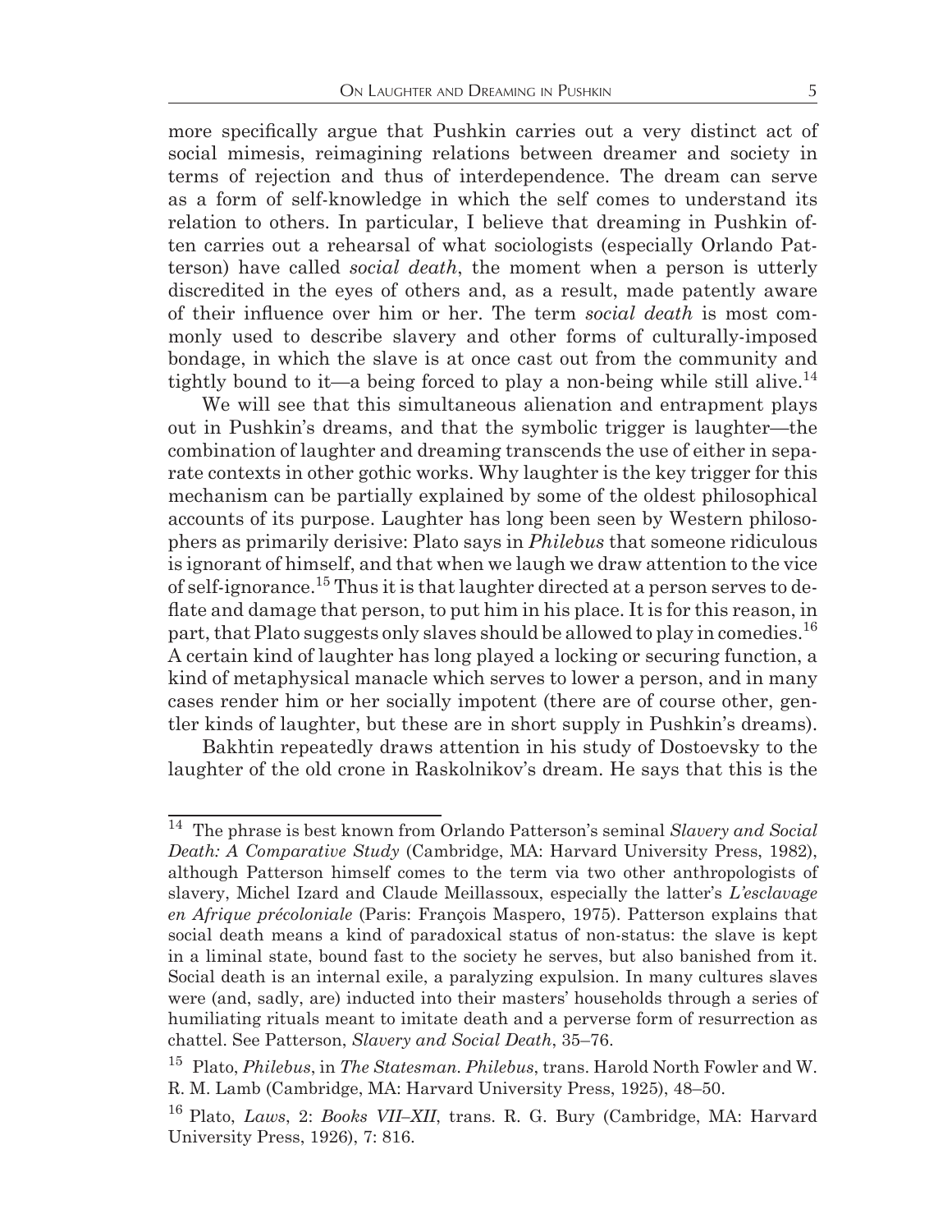more specifically argue that Pushkin carries out a very distinct act of social mimesis, reimagining relations between dreamer and society in terms of rejection and thus of interdependence. The dream can serve as a form of self-knowledge in which the self comes to understand its relation to others. In particular, I believe that dreaming in Pushkin often carries out a rehearsal of what sociologists (especially Orlando Patterson) have called *social death*, the moment when a person is utterly discredited in the eyes of others and, as a result, made patently aware of their influence over him or her. The term *social death* is most commonly used to describe slavery and other forms of culturally-imposed bondage, in which the slave is at once cast out from the community and tightly bound to it—a being forced to play a non-being while still alive.[14]

We will see that this simultaneous alienation and entrapment plays out in Pushkin's dreams, and that the symbolic trigger is laughter—the combination of laughter and dreaming transcends the use of either in separate contexts in other gothic works. Why laughter is the key trigger for this mechanism can be partially explained by some of the oldest philosophical accounts of its purpose. Laughter has long been seen by Western philosophers as primarily derisive: Plato says in *Philebus* that someone ridiculous is ignorant of himself, and that when we laugh we draw attention to the vice of self-ignorance.[15] Thus it is that laughter directed at a person serves to deflate and damage that person, to put him in his place. It is for this reason, in part, that Plato suggests only slaves should be allowed to play in comedies.[16] A certain kind of laughter has long played a locking or securing function, a kind of metaphysical manacle which serves to lower a person, and in many cases render him or her socially impotent (there are of course other, gentler kinds of laughter, but these are in short supply in Pushkin's dreams).

Bakhtin repeatedly draws attention in his study of Dostoevsky to the laughter of the old crone in Raskolnikov's dream. He says that this is the

---

[14] The phrase is best known from Orlando Patterson's seminal *Slavery and Social Death: A Comparative Study* (Cambridge, MA: Harvard University Press, 1982), although Patterson himself comes to the term via two other anthropologists of slavery, Michel Izard and Claude Meillassoux, especially the latter's *L'esclavage en Afrique précoloniale* (Paris: François Maspero, 1975). Patterson explains that social death means a kind of paradoxical status of non-status: the slave is kept in a liminal state, bound fast to the society he serves, but also banished from it. Social death is an internal exile, a paralyzing expulsion. In many cultures slaves were (and, sadly, are) inducted into their masters' households through a series of humiliating rituals meant to imitate death and a perverse form of resurrection as chattel. See Patterson, *Slavery and Social Death*, 35–76.

[15] Plato, *Philebus*, in *The Statesman. Philebus*, trans. Harold North Fowler and W. R. M. Lamb (Cambridge, MA: Harvard University Press, 1925), 48–50.

[16] Plato, *Laws*, 2: *Books VII–XII*, trans. R. G. Bury (Cambridge, MA: Harvard University Press, 1926), 7: 816.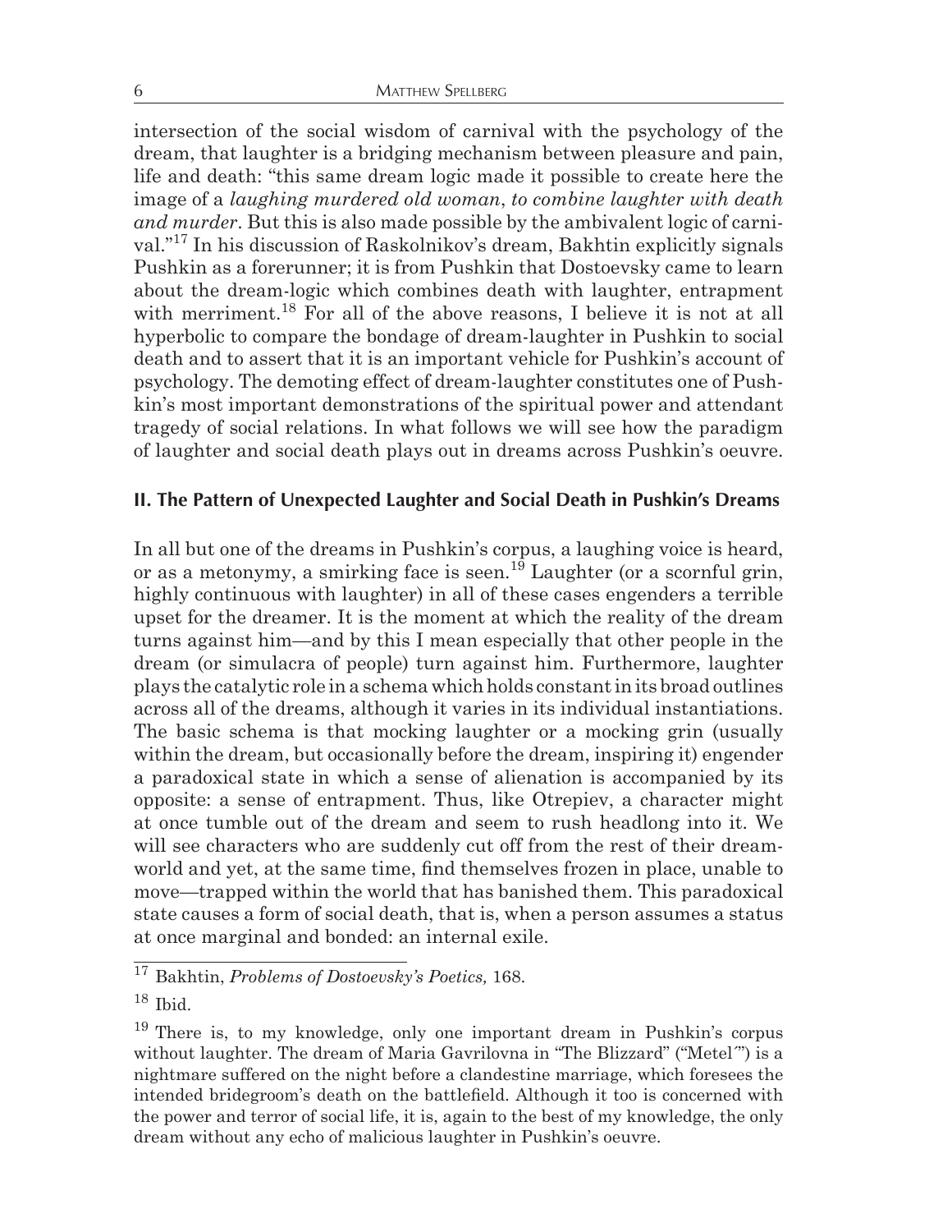intersection of the social wisdom of carnival with the psychology of the dream, that laughter is a bridging mechanism between pleasure and pain, life and death: "this same dream logic made it possible to create here the image of a *laughing murdered old woman*, *to combine laughter with death and murder*. But this is also made possible by the ambivalent logic of carnival."[17] In his discussion of Raskolnikov's dream, Bakhtin explicitly signals Pushkin as a forerunner; it is from Pushkin that Dostoevsky came to learn about the dream-logic which combines death with laughter, entrapment with merriment.[18] For all of the above reasons, I believe it is not at all hyperbolic to compare the bondage of dream-laughter in Pushkin to social death and to assert that it is an important vehicle for Pushkin's account of psychology. The demoting effect of dream-laughter constitutes one of Pushkin's most important demonstrations of the spiritual power and attendant tragedy of social relations. In what follows we will see how the paradigm of laughter and social death plays out in dreams across Pushkin's oeuvre.

## II. The Pattern of Unexpected Laughter and Social Death in Pushkin's Dreams

In all but one of the dreams in Pushkin's corpus, a laughing voice is heard, or as a metonymy, a smirking face is seen.[19] Laughter (or a scornful grin, highly continuous with laughter) in all of these cases engenders a terrible upset for the dreamer. It is the moment at which the reality of the dream turns against him—and by this I mean especially that other people in the dream (or simulacra of people) turn against him. Furthermore, laughter plays the catalytic role in a schema which holds constant in its broad outlines across all of the dreams, although it varies in its individual instantiations. The basic schema is that mocking laughter or a mocking grin (usually within the dream, but occasionally before the dream, inspiring it) engender a paradoxical state in which a sense of alienation is accompanied by its opposite: a sense of entrapment. Thus, like Otrepiev, a character might at once tumble out of the dream and seem to rush headlong into it. We will see characters who are suddenly cut off from the rest of their dream-world and yet, at the same time, find themselves frozen in place, unable to move—trapped within the world that has banished them. This paradoxical state causes a form of social death, that is, when a person assumes a status at once marginal and bonded: an internal exile.

---

[17] Bakhtin, *Problems of Dostoevsky's Poetics,* 168.

[18] Ibid.

[19] There is, to my knowledge, only one important dream in Pushkin's corpus without laughter. The dream of Maria Gavrilovna in "The Blizzard" ("Metel′") is a nightmare suffered on the night before a clandestine marriage, which foresees the intended bridegroom's death on the battlefield. Although it too is concerned with the power and terror of social life, it is, again to the best of my knowledge, the only dream without any echo of malicious laughter in Pushkin's oeuvre.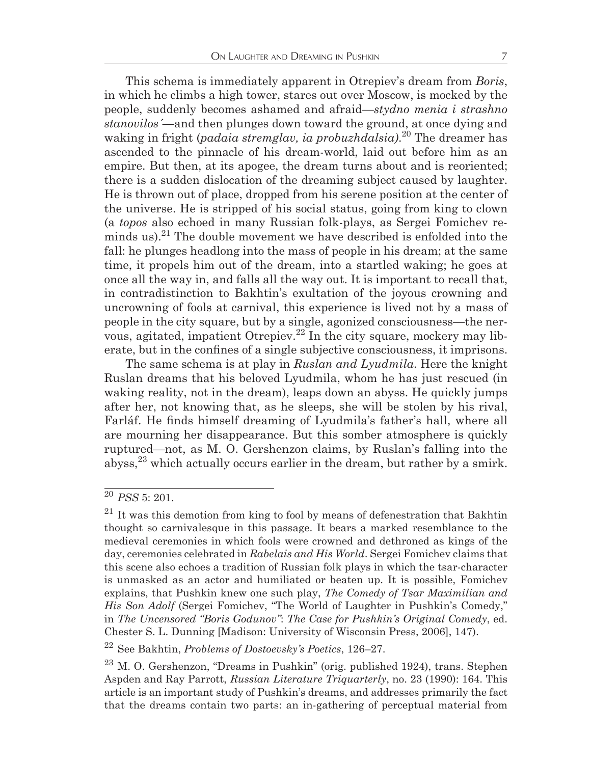This schema is immediately apparent in Otrepiev's dream from *Boris*, in which he climbs a high tower, stares out over Moscow, is mocked by the people, suddenly becomes ashamed and afraid—*stydno menia i strashno stanovilos´*—and then plunges down toward the ground, at once dying and waking in fright (*padaia stremglav, ia probuzhdalsia)*.[20] The dreamer has ascended to the pinnacle of his dream-world, laid out before him as an empire. But then, at its apogee, the dream turns about and is reoriented; there is a sudden dislocation of the dreaming subject caused by laughter. He is thrown out of place, dropped from his serene position at the center of the universe. He is stripped of his social status, going from king to clown (a *topos* also echoed in many Russian folk-plays, as Sergei Fomichev reminds us).[21] The double movement we have described is enfolded into the fall: he plunges headlong into the mass of people in his dream; at the same time, it propels him out of the dream, into a startled waking; he goes at once all the way in, and falls all the way out. It is important to recall that, in contradistinction to Bakhtin's exultation of the joyous crowning and uncrowning of fools at carnival, this experience is lived not by a mass of people in the city square, but by a single, agonized consciousness—the nervous, agitated, impatient Otrepiev.[22] In the city square, mockery may liberate, but in the confines of a single subjective consciousness, it imprisons.

The same schema is at play in *Ruslan and Lyudmila*. Here the knight Ruslan dreams that his beloved Lyudmila, whom he has just rescued (in waking reality, not in the dream), leaps down an abyss. He quickly jumps after her, not knowing that, as he sleeps, she will be stolen by his rival, Farláf. He finds himself dreaming of Lyudmila's father's hall, where all are mourning her disappearance. But this somber atmosphere is quickly ruptured—not, as M. O. Gershenzon claims, by Ruslan's falling into the abyss,[23] which actually occurs earlier in the dream, but rather by a smirk.

---

[20] *PSS* 5: 201.

[21] It was this demotion from king to fool by means of defenestration that Bakhtin thought so carnivalesque in this passage. It bears a marked resemblance to the medieval ceremonies in which fools were crowned and dethroned as kings of the day, ceremonies celebrated in *Rabelais and His World*. Sergei Fomichev claims that this scene also echoes a tradition of Russian folk plays in which the tsar-character is unmasked as an actor and humiliated or beaten up. It is possible, Fomichev explains, that Pushkin knew one such play, *The Comedy of Tsar Maximilian and His Son Adolf* (Sergei Fomichev, "The World of Laughter in Pushkin's Comedy," in *The Uncensored "Boris Godunov": The Case for Pushkin's Original Comedy*, ed. Chester S. L. Dunning [Madison: University of Wisconsin Press, 2006], 147).

[22] See Bakhtin, *Problems of Dostoevsky's Poetics*, 126–27.

[23] M. O. Gershenzon, "Dreams in Pushkin" (orig. published 1924), trans. Stephen Aspden and Ray Parrott, *Russian Literature Triquarterly*, no. 23 (1990): 164. This article is an important study of Pushkin's dreams, and addresses primarily the fact that the dreams contain two parts: an in-gathering of perceptual material from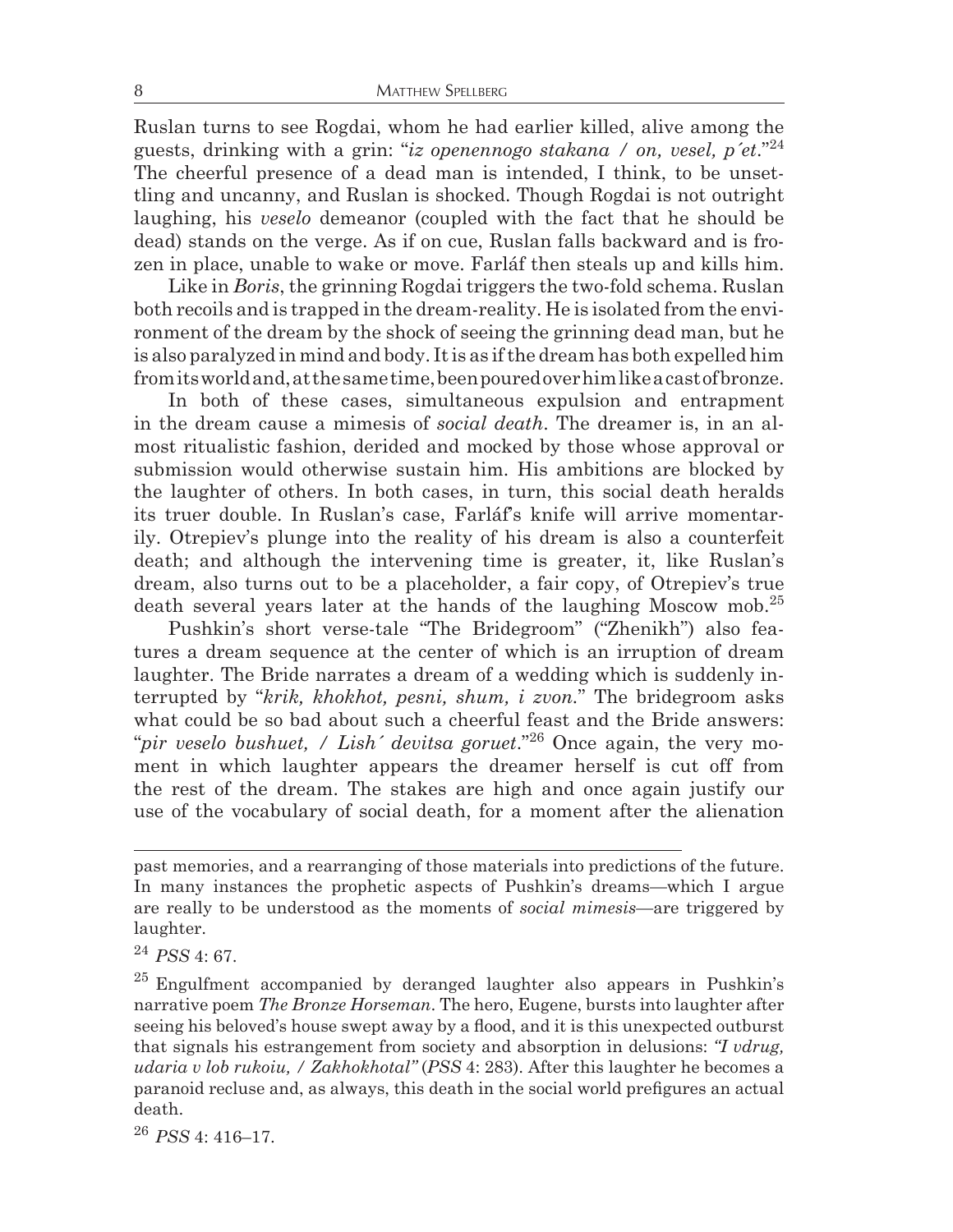Ruslan turns to see Rogdai, whom he had earlier killed, alive among the guests, drinking with a grin: "*iz openennogo stakana / on, vesel, p´et*."[24] The cheerful presence of a dead man is intended, I think, to be unsettling and uncanny, and Ruslan is shocked. Though Rogdai is not outright laughing, his *veselo* demeanor (coupled with the fact that he should be dead) stands on the verge. As if on cue, Ruslan falls backward and is frozen in place, unable to wake or move. Farláf then steals up and kills him.

Like in *Boris*, the grinning Rogdai triggers the two-fold schema. Ruslan both recoils and is trapped in the dream-reality. He is isolated from the environment of the dream by the shock of seeing the grinning dead man, but he is also paralyzed in mind and body. It is as if the dream has both expelled him from its world and, at the same time, been poured over him like a cast of bronze.

In both of these cases, simultaneous expulsion and entrapment in the dream cause a mimesis of *social death*. The dreamer is, in an almost ritualistic fashion, derided and mocked by those whose approval or submission would otherwise sustain him. His ambitions are blocked by the laughter of others. In both cases, in turn, this social death heralds its truer double. In Ruslan's case, Farláf's knife will arrive momentarily. Otrepiev's plunge into the reality of his dream is also a counterfeit death; and although the intervening time is greater, it, like Ruslan's dream, also turns out to be a placeholder, a fair copy, of Otrepiev's true death several years later at the hands of the laughing Moscow mob.[25]

Pushkin's short verse-tale "The Bridegroom" ("Zhenikh") also features a dream sequence at the center of which is an irruption of dream laughter. The Bride narrates a dream of a wedding which is suddenly interrupted by "*krik, khokhot, pesni, shum, i zvon.*" The bridegroom asks what could be so bad about such a cheerful feast and the Bride answers: "*pir veselo bushuet, / Lish´ devitsa goruet*."[26] Once again, the very moment in which laughter appears the dreamer herself is cut off from the rest of the dream. The stakes are high and once again justify our use of the vocabulary of social death, for a moment after the alienation

---

past memories, and a rearranging of those materials into predictions of the future. In many instances the prophetic aspects of Pushkin's dreams—which I argue are really to be understood as the moments of *social mimesis*—are triggered by laughter.

[24] *PSS* 4: 67.

[25] Engulfment accompanied by deranged laughter also appears in Pushkin's narrative poem *The Bronze Horseman*. The hero, Eugene, bursts into laughter after seeing his beloved's house swept away by a flood, and it is this unexpected outburst that signals his estrangement from society and absorption in delusions: *"I vdrug, udaria v lob rukoiu, / Zakhokhotal"* (*PSS* 4: 283). After this laughter he becomes a paranoid recluse and, as always, this death in the social world prefigures an actual death.

[26] *PSS* 4: 416–17.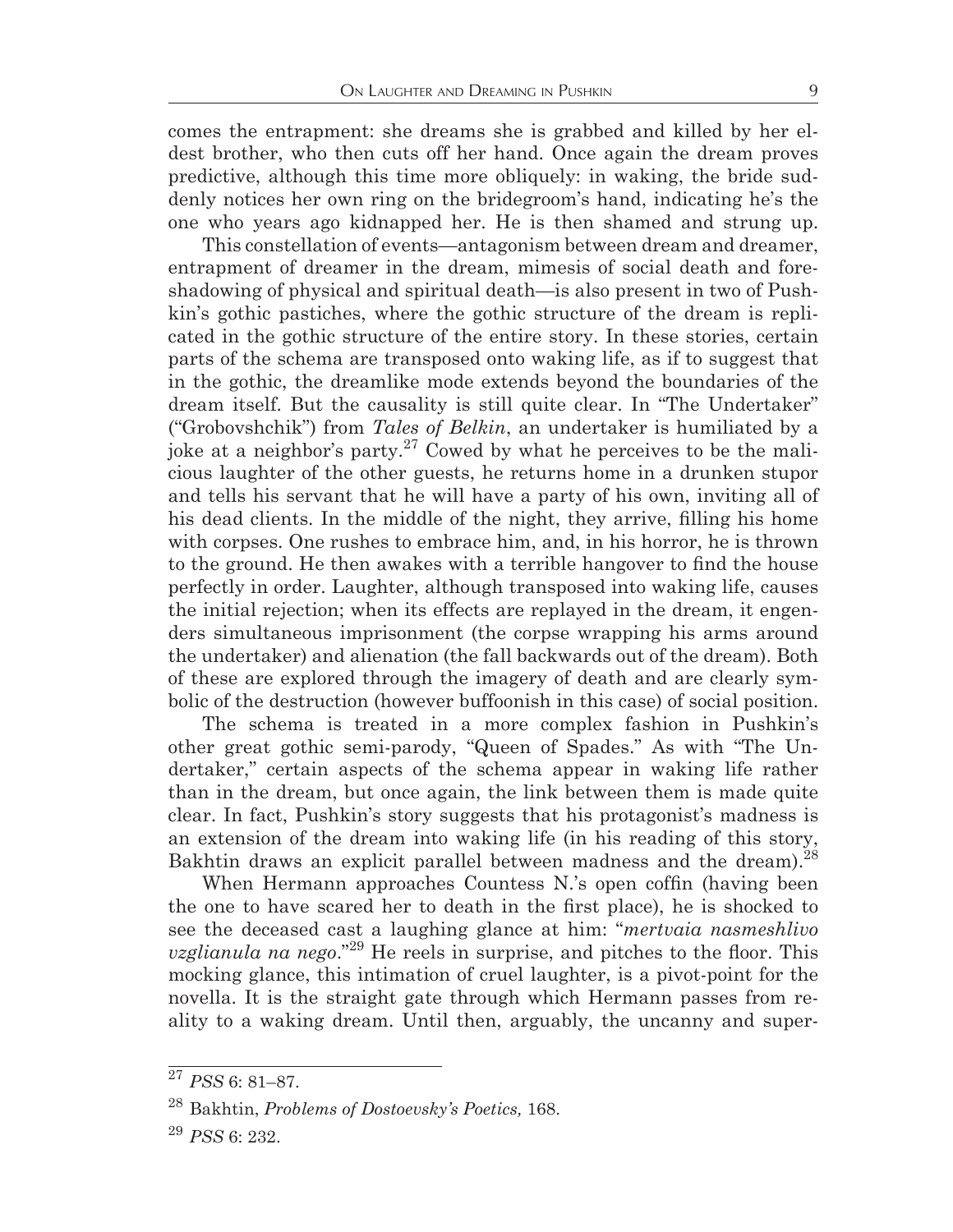comes the entrapment: she dreams she is grabbed and killed by her eldest brother, who then cuts off her hand. Once again the dream proves predictive, although this time more obliquely: in waking, the bride suddenly notices her own ring on the bridegroom's hand, indicating he's the one who years ago kidnapped her. He is then shamed and strung up.

This constellation of events—antagonism between dream and dreamer, entrapment of dreamer in the dream, mimesis of social death and foreshadowing of physical and spiritual death—is also present in two of Pushkin's gothic pastiches, where the gothic structure of the dream is replicated in the gothic structure of the entire story. In these stories, certain parts of the schema are transposed onto waking life, as if to suggest that in the gothic, the dreamlike mode extends beyond the boundaries of the dream itself. But the causality is still quite clear. In "The Undertaker" ("Grobovshchik") from *Tales of Belkin*, an undertaker is humiliated by a joke at a neighbor's party.[27] Cowed by what he perceives to be the malicious laughter of the other guests, he returns home in a drunken stupor and tells his servant that he will have a party of his own, inviting all of his dead clients. In the middle of the night, they arrive, filling his home with corpses. One rushes to embrace him, and, in his horror, he is thrown to the ground. He then awakes with a terrible hangover to find the house perfectly in order. Laughter, although transposed into waking life, causes the initial rejection; when its effects are replayed in the dream, it engenders simultaneous imprisonment (the corpse wrapping his arms around the undertaker) and alienation (the fall backwards out of the dream). Both of these are explored through the imagery of death and are clearly symbolic of the destruction (however buffoonish in this case) of social position.

The schema is treated in a more complex fashion in Pushkin's other great gothic semi-parody, "Queen of Spades." As with "The Undertaker," certain aspects of the schema appear in waking life rather than in the dream, but once again, the link between them is made quite clear. In fact, Pushkin's story suggests that his protagonist's madness is an extension of the dream into waking life (in his reading of this story, Bakhtin draws an explicit parallel between madness and the dream).[28]

When Hermann approaches Countess N.'s open coffin (having been the one to have scared her to death in the first place), he is shocked to see the deceased cast a laughing glance at him: "*mertvaia nasmeshlivo vzglianula na nego*."[29] He reels in surprise, and pitches to the floor. This mocking glance, this intimation of cruel laughter, is a pivot-point for the novella. It is the straight gate through which Hermann passes from reality to a waking dream. Until then, arguably, the uncanny and super-

---

[27] *PSS* 6: 81–87.

[28] Bakhtin, *Problems of Dostoevsky's Poetics,* 168.

[29] *PSS* 6: 232.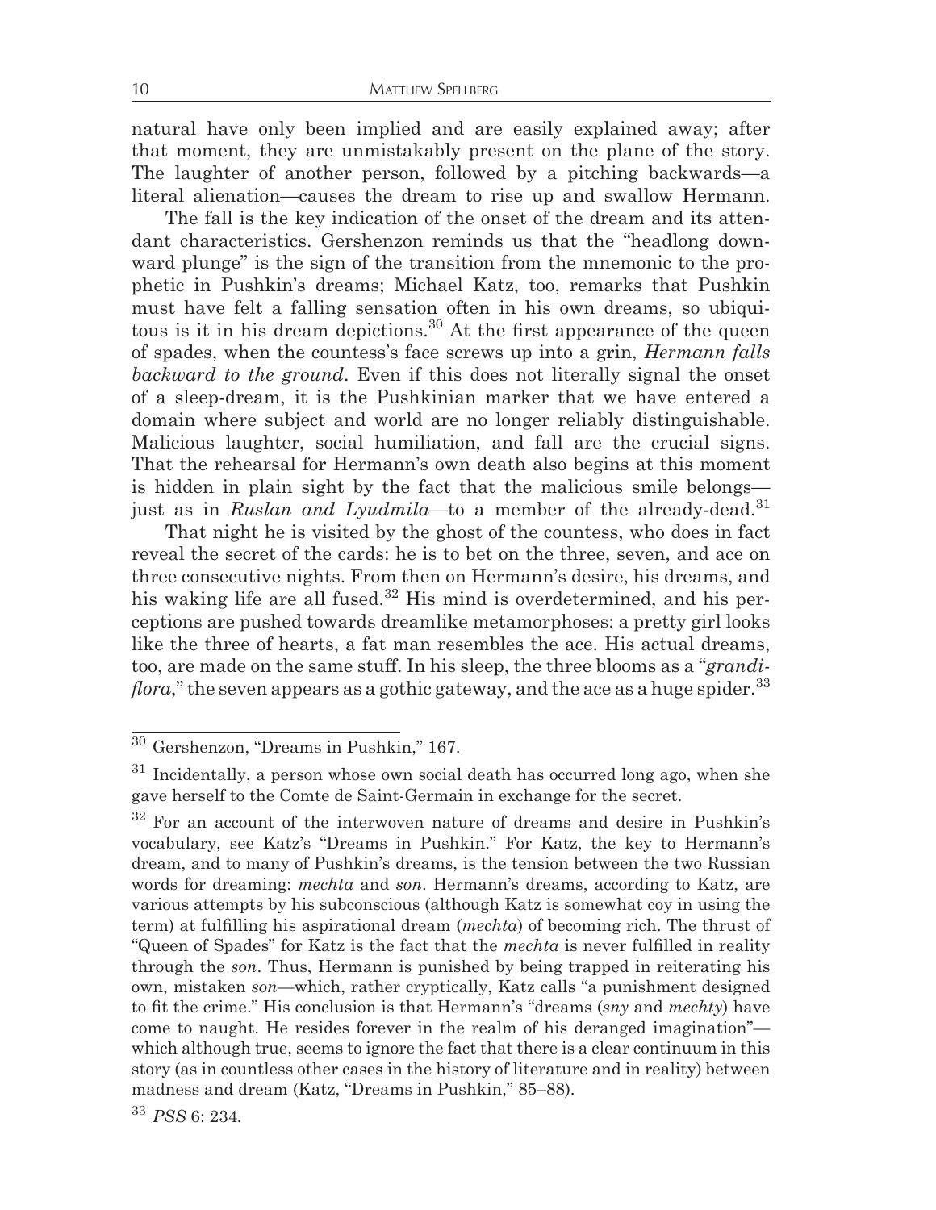natural have only been implied and are easily explained away; after that moment, they are unmistakably present on the plane of the story. The laughter of another person, followed by a pitching backwards—a literal alienation—causes the dream to rise up and swallow Hermann.

The fall is the key indication of the onset of the dream and its attendant characteristics. Gershenzon reminds us that the "headlong downward plunge" is the sign of the transition from the mnemonic to the prophetic in Pushkin's dreams; Michael Katz, too, remarks that Pushkin must have felt a falling sensation often in his own dreams, so ubiquitous is it in his dream depictions.[30] At the first appearance of the queen of spades, when the countess's face screws up into a grin, *Hermann falls backward to the ground*. Even if this does not literally signal the onset of a sleep-dream, it is the Pushkinian marker that we have entered a domain where subject and world are no longer reliably distinguishable. Malicious laughter, social humiliation, and fall are the crucial signs. That the rehearsal for Hermann's own death also begins at this moment is hidden in plain sight by the fact that the malicious smile belongs—just as in *Ruslan and Lyudmila*—to a member of the already-dead.[31]

That night he is visited by the ghost of the countess, who does in fact reveal the secret of the cards: he is to bet on the three, seven, and ace on three consecutive nights. From then on Hermann's desire, his dreams, and his waking life are all fused.[32] His mind is overdetermined, and his perceptions are pushed towards dreamlike metamorphoses: a pretty girl looks like the three of hearts, a fat man resembles the ace. His actual dreams, too, are made on the same stuff. In his sleep, the three blooms as a "*grandiflora*," the seven appears as a gothic gateway, and the ace as a huge spider.[33]

---

[30] Gershenzon, "Dreams in Pushkin," 167.

[31] Incidentally, a person whose own social death has occurred long ago, when she gave herself to the Comte de Saint-Germain in exchange for the secret.

[32] For an account of the interwoven nature of dreams and desire in Pushkin's vocabulary, see Katz's "Dreams in Pushkin." For Katz, the key to Hermann's dream, and to many of Pushkin's dreams, is the tension between the two Russian words for dreaming: *mechta* and *son*. Hermann's dreams, according to Katz, are various attempts by his subconscious (although Katz is somewhat coy in using the term) at fulfilling his aspirational dream (*mechta*) of becoming rich. The thrust of "Queen of Spades" for Katz is the fact that the *mechta* is never fulfilled in reality through the *son*. Thus, Hermann is punished by being trapped in reiterating his own, mistaken *son*—which, rather cryptically, Katz calls "a punishment designed to fit the crime." His conclusion is that Hermann's "dreams (*sny* and *mechty*) have come to naught. He resides forever in the realm of his deranged imagination"—which although true, seems to ignore the fact that there is a clear continuum in this story (as in countless other cases in the history of literature and in reality) between madness and dream (Katz, "Dreams in Pushkin," 85–88).

[33] *PSS* 6: 234.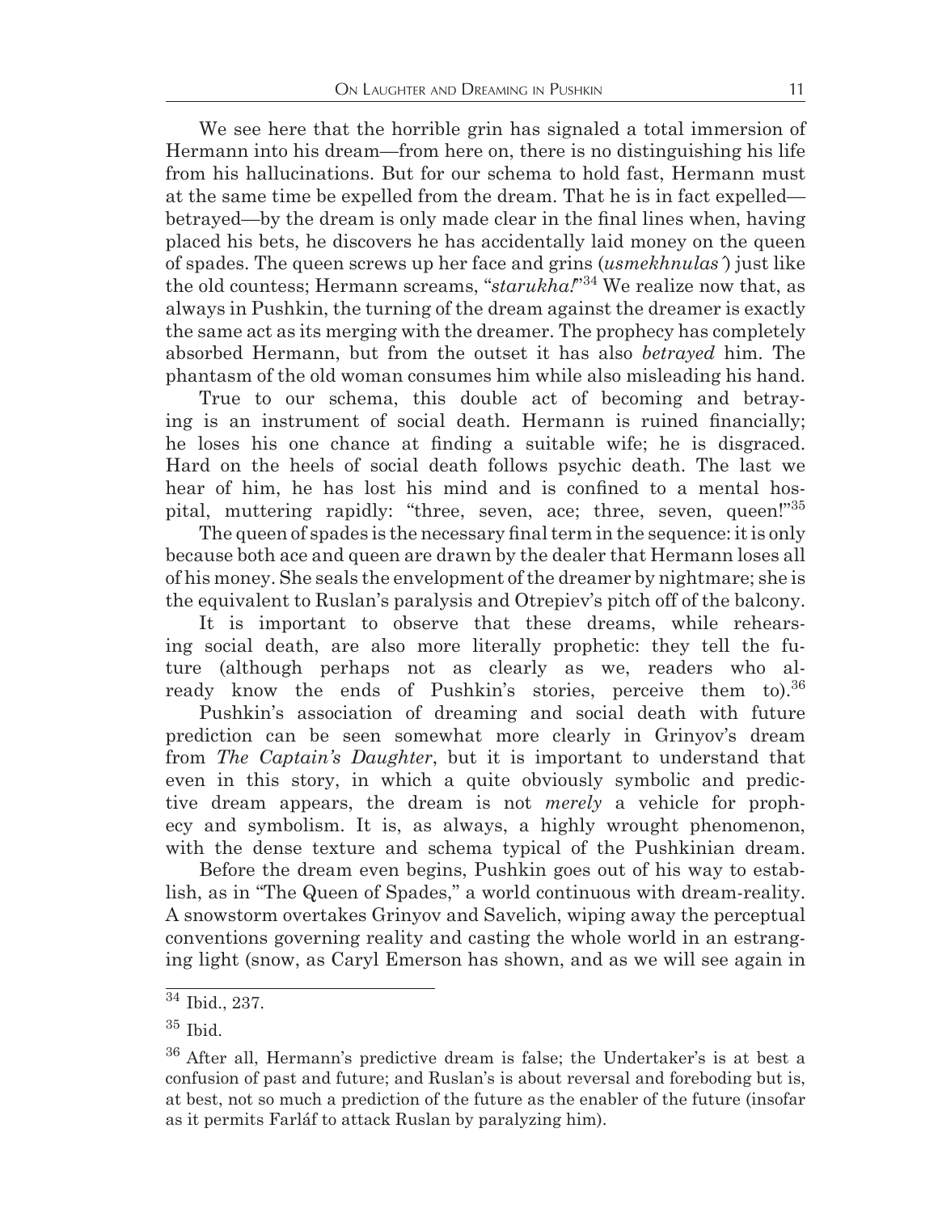We see here that the horrible grin has signaled a total immersion of Hermann into his dream—from here on, there is no distinguishing his life from his hallucinations. But for our schema to hold fast, Hermann must at the same time be expelled from the dream. That he is in fact expelled—betrayed—by the dream is only made clear in the final lines when, having placed his bets, he discovers he has accidentally laid money on the queen of spades. The queen screws up her face and grins (*usmekhnulas'*) just like the old countess; Hermann screams, "*starukha!*"[34] We realize now that, as always in Pushkin, the turning of the dream against the dreamer is exactly the same act as its merging with the dreamer. The prophecy has completely absorbed Hermann, but from the outset it has also *betrayed* him. The phantasm of the old woman consumes him while also misleading his hand.

True to our schema, this double act of becoming and betraying is an instrument of social death. Hermann is ruined financially; he loses his one chance at finding a suitable wife; he is disgraced. Hard on the heels of social death follows psychic death. The last we hear of him, he has lost his mind and is confined to a mental hospital, muttering rapidly: "three, seven, ace; three, seven, queen!"[35]

The queen of spades is the necessary final term in the sequence: it is only because both ace and queen are drawn by the dealer that Hermann loses all of his money. She seals the envelopment of the dreamer by nightmare; she is the equivalent to Ruslan's paralysis and Otrepiev's pitch off of the balcony.

It is important to observe that these dreams, while rehearsing social death, are also more literally prophetic: they tell the future (although perhaps not as clearly as we, readers who already know the ends of Pushkin's stories, perceive them to).[36]

Pushkin's association of dreaming and social death with future prediction can be seen somewhat more clearly in Grinyov's dream from *The Captain's Daughter*, but it is important to understand that even in this story, in which a quite obviously symbolic and predictive dream appears, the dream is not *merely* a vehicle for prophecy and symbolism. It is, as always, a highly wrought phenomenon, with the dense texture and schema typical of the Pushkinian dream.

Before the dream even begins, Pushkin goes out of his way to establish, as in "The Queen of Spades," a world continuous with dream-reality. A snowstorm overtakes Grinyov and Savelich, wiping away the perceptual conventions governing reality and casting the whole world in an estranging light (snow, as Caryl Emerson has shown, and as we will see again in

---

[34] Ibid., 237.

[35] Ibid.

[36] After all, Hermann's predictive dream is false; the Undertaker's is at best a confusion of past and future; and Ruslan's is about reversal and foreboding but is, at best, not so much a prediction of the future as the enabler of the future (insofar as it permits Farláf to attack Ruslan by paralyzing him).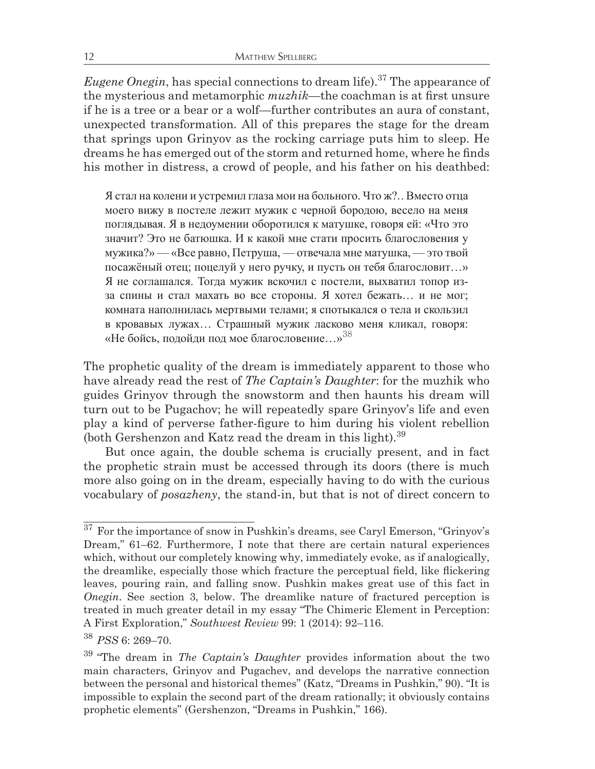*Eugene Onegin*, has special connections to dream life).[37] The appearance of the mysterious and metamorphic *muzhik*—the coachman is at first unsure if he is a tree or a bear or a wolf—further contributes an aura of constant, unexpected transformation. All of this prepares the stage for the dream that springs upon Grinyov as the rocking carriage puts him to sleep. He dreams he has emerged out of the storm and returned home, where he finds his mother in distress, a crowd of people, and his father on his deathbed:

> Я стал на колени и устремил глаза мои на больного. Что ж?.. Вместо отца моего вижу в постеле лежит мужик с черной бородою, весело на меня поглядывая. Я в недоумении оборотился к матушке, говоря ей: «Что это значит? Это не батюшка. И к какой мне стати просить благословения у мужика?» — «Все равно, Петруша, — отвечала мне матушка, — это твой посажёный отец; поцелуй у него ручку, и пусть он тебя благословит…» Я не соглашался. Тогда мужик вскочил с постели, выхватил топор из-за спины и стал махать во все стороны. Я хотел бежать… и не мог; комната наполнилась мертвыми телами; я спотыкался о тела и скользил в кровавых лужах… Страшный мужик ласково меня кликал, говоря: «Не бойсь, подойди под мое благословение…»[38]

The prophetic quality of the dream is immediately apparent to those who have already read the rest of *The Captain's Daughter*: for the muzhik who guides Grinyov through the snowstorm and then haunts his dream will turn out to be Pugachov; he will repeatedly spare Grinyov's life and even play a kind of perverse father-figure to him during his violent rebellion (both Gershenzon and Katz read the dream in this light).[39]

But once again, the double schema is crucially present, and in fact the prophetic strain must be accessed through its doors (there is much more also going on in the dream, especially having to do with the curious vocabulary of *posazheny*, the stand-in, but that is not of direct concern to

---

[37] For the importance of snow in Pushkin's dreams, see Caryl Emerson, "Grinyov's Dream," 61–62. Furthermore, I note that there are certain natural experiences which, without our completely knowing why, immediately evoke, as if analogically, the dreamlike, especially those which fracture the perceptual field, like flickering leaves, pouring rain, and falling snow. Pushkin makes great use of this fact in *Onegin*. See section 3, below. The dreamlike nature of fractured perception is treated in much greater detail in my essay "The Chimeric Element in Perception: A First Exploration," *Southwest Review* 99: 1 (2014): 92–116.

[38] *PSS* 6: 269–70.

[39] "The dream in *The Captain's Daughter* provides information about the two main characters, Grinyov and Pugachev, and develops the narrative connection between the personal and historical themes" (Katz, "Dreams in Pushkin," 90). "It is impossible to explain the second part of the dream rationally; it obviously contains prophetic elements" (Gershenzon, "Dreams in Pushkin," 166).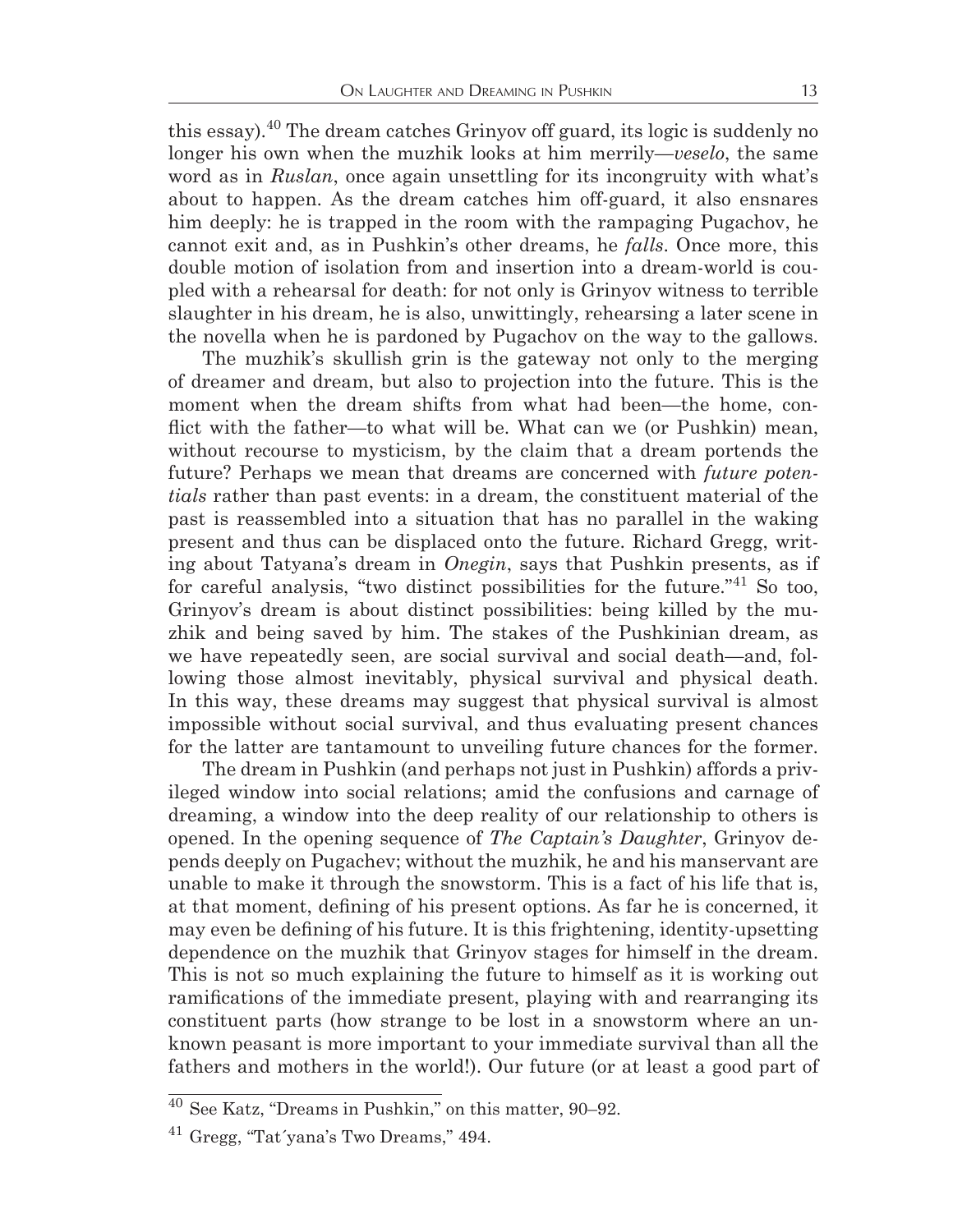this essay).[40] The dream catches Grinyov off guard, its logic is suddenly no longer his own when the muzhik looks at him merrily—*veselo*, the same word as in *Ruslan*, once again unsettling for its incongruity with what's about to happen. As the dream catches him off-guard, it also ensnares him deeply: he is trapped in the room with the rampaging Pugachov, he cannot exit and, as in Pushkin's other dreams, he *falls*. Once more, this double motion of isolation from and insertion into a dream-world is coupled with a rehearsal for death: for not only is Grinyov witness to terrible slaughter in his dream, he is also, unwittingly, rehearsing a later scene in the novella when he is pardoned by Pugachov on the way to the gallows.

The muzhik's skullish grin is the gateway not only to the merging of dreamer and dream, but also to projection into the future. This is the moment when the dream shifts from what had been—the home, conflict with the father—to what will be. What can we (or Pushkin) mean, without recourse to mysticism, by the claim that a dream portends the future? Perhaps we mean that dreams are concerned with *future potentials* rather than past events: in a dream, the constituent material of the past is reassembled into a situation that has no parallel in the waking present and thus can be displaced onto the future. Richard Gregg, writing about Tatyana's dream in *Onegin*, says that Pushkin presents, as if for careful analysis, "two distinct possibilities for the future."[41] So too, Grinyov's dream is about distinct possibilities: being killed by the muzhik and being saved by him. The stakes of the Pushkinian dream, as we have repeatedly seen, are social survival and social death—and, following those almost inevitably, physical survival and physical death. In this way, these dreams may suggest that physical survival is almost impossible without social survival, and thus evaluating present chances for the latter are tantamount to unveiling future chances for the former.

The dream in Pushkin (and perhaps not just in Pushkin) affords a privileged window into social relations; amid the confusions and carnage of dreaming, a window into the deep reality of our relationship to others is opened. In the opening sequence of *The Captain's Daughter*, Grinyov depends deeply on Pugachev; without the muzhik, he and his manservant are unable to make it through the snowstorm. This is a fact of his life that is, at that moment, defining of his present options. As far he is concerned, it may even be defining of his future. It is this frightening, identity-upsetting dependence on the muzhik that Grinyov stages for himself in the dream. This is not so much explaining the future to himself as it is working out ramifications of the immediate present, playing with and rearranging its constituent parts (how strange to be lost in a snowstorm where an unknown peasant is more important to your immediate survival than all the fathers and mothers in the world!). Our future (or at least a good part of

---

[40] See Katz, "Dreams in Pushkin," on this matter, 90–92.

[41] Gregg, "Tat´yana's Two Dreams," 494.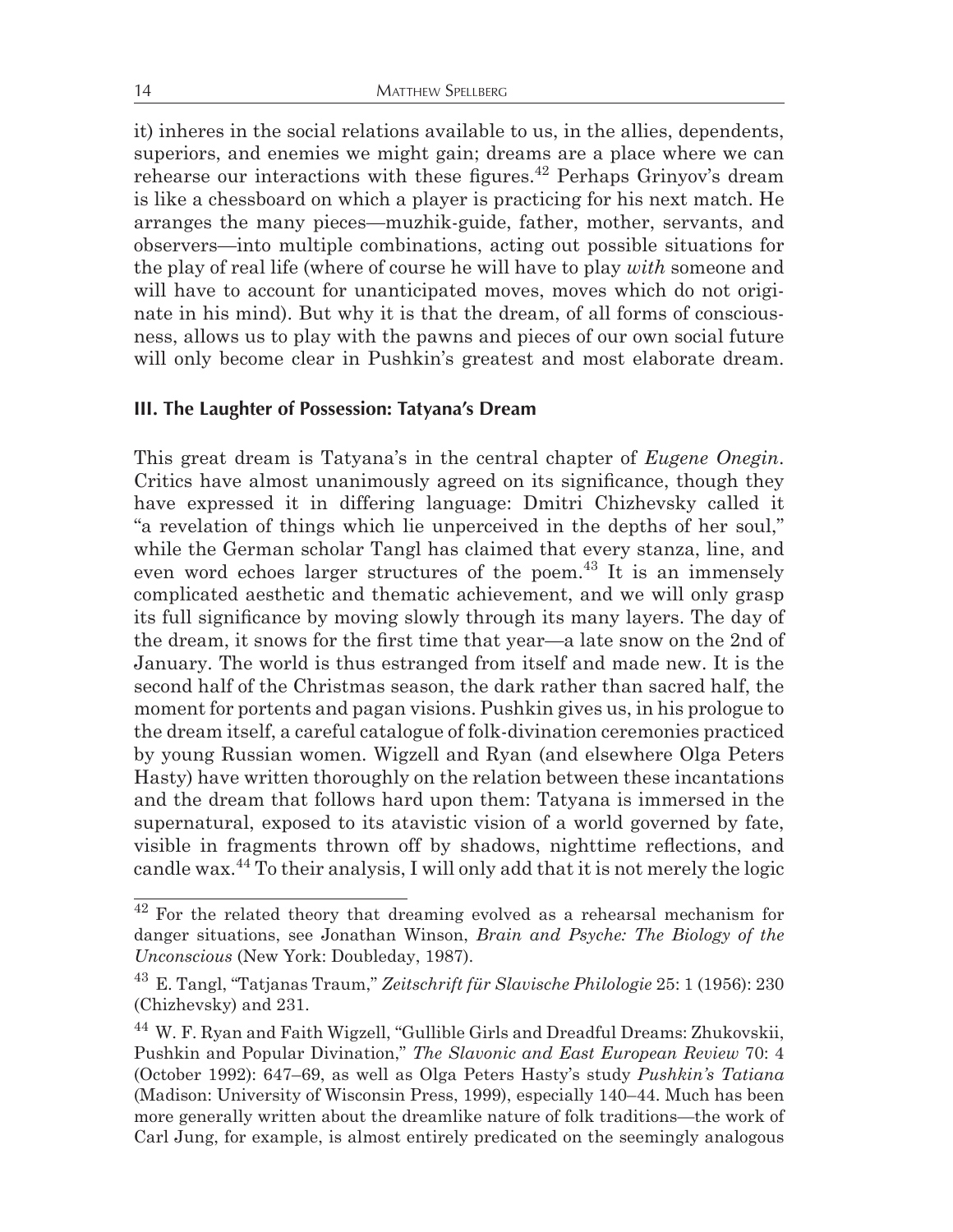it) inheres in the social relations available to us, in the allies, dependents, superiors, and enemies we might gain; dreams are a place where we can rehearse our interactions with these figures.[42] Perhaps Grinyov's dream is like a chessboard on which a player is practicing for his next match. He arranges the many pieces—muzhik-guide, father, mother, servants, and observers—into multiple combinations, acting out possible situations for the play of real life (where of course he will have to play *with* someone and will have to account for unanticipated moves, moves which do not originate in his mind). But why it is that the dream, of all forms of consciousness, allows us to play with the pawns and pieces of our own social future will only become clear in Pushkin's greatest and most elaborate dream.

## III. The Laughter of Possession: Tatyana's Dream

This great dream is Tatyana's in the central chapter of *Eugene Onegin*. Critics have almost unanimously agreed on its significance, though they have expressed it in differing language: Dmitri Chizhevsky called it "a revelation of things which lie unperceived in the depths of her soul," while the German scholar Tangl has claimed that every stanza, line, and even word echoes larger structures of the poem.[43] It is an immensely complicated aesthetic and thematic achievement, and we will only grasp its full significance by moving slowly through its many layers. The day of the dream, it snows for the first time that year—a late snow on the 2nd of January. The world is thus estranged from itself and made new. It is the second half of the Christmas season, the dark rather than sacred half, the moment for portents and pagan visions. Pushkin gives us, in his prologue to the dream itself, a careful catalogue of folk-divination ceremonies practiced by young Russian women. Wigzell and Ryan (and elsewhere Olga Peters Hasty) have written thoroughly on the relation between these incantations and the dream that follows hard upon them: Tatyana is immersed in the supernatural, exposed to its atavistic vision of a world governed by fate, visible in fragments thrown off by shadows, nighttime reflections, and candle wax.[44] To their analysis, I will only add that it is not merely the logic

---

[42] For the related theory that dreaming evolved as a rehearsal mechanism for danger situations, see Jonathan Winson, *Brain and Psyche: The Biology of the Unconscious* (New York: Doubleday, 1987).

[43] E. Tangl, "Tatjanas Traum," *Zeitschrift für Slavische Philologie* 25: 1 (1956): 230 (Chizhevsky) and 231.

[44] W. F. Ryan and Faith Wigzell, "Gullible Girls and Dreadful Dreams: Zhukovskii, Pushkin and Popular Divination," *The Slavonic and East European Review* 70: 4 (October 1992): 647–69, as well as Olga Peters Hasty's study *Pushkin's Tatiana* (Madison: University of Wisconsin Press, 1999), especially 140–44. Much has been more generally written about the dreamlike nature of folk traditions—the work of Carl Jung, for example, is almost entirely predicated on the seemingly analogous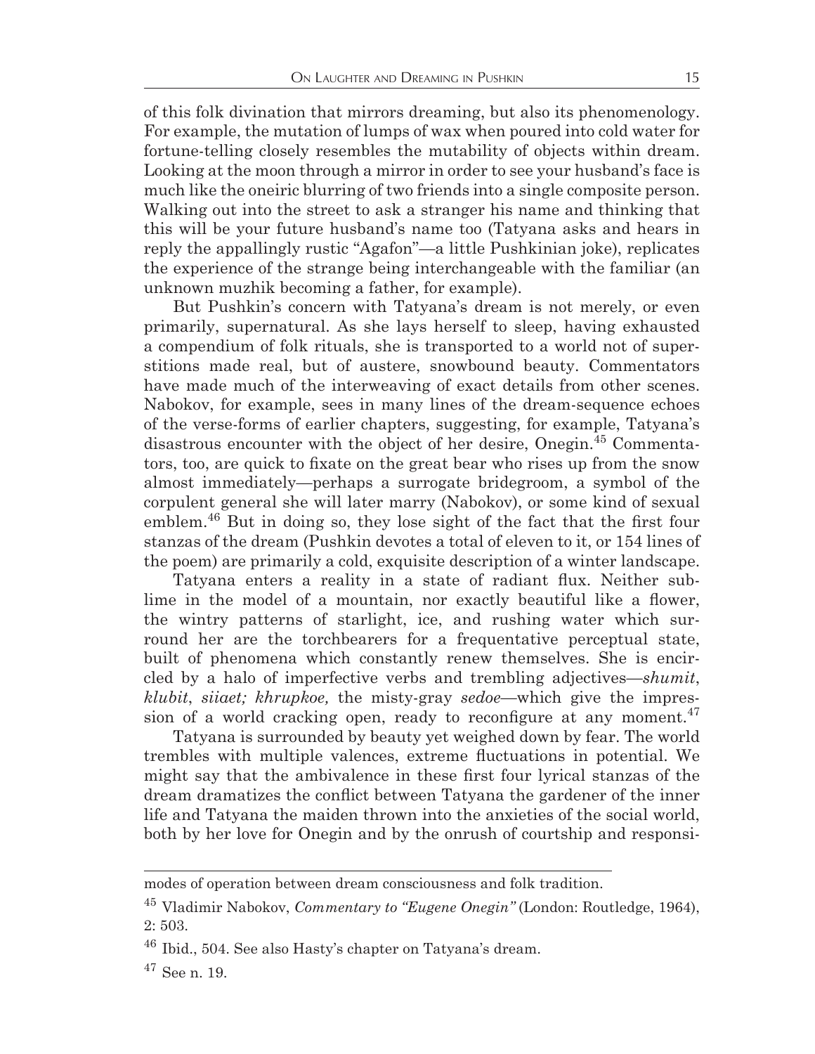of this folk divination that mirrors dreaming, but also its phenomenology. For example, the mutation of lumps of wax when poured into cold water for fortune-telling closely resembles the mutability of objects within dream. Looking at the moon through a mirror in order to see your husband's face is much like the oneiric blurring of two friends into a single composite person. Walking out into the street to ask a stranger his name and thinking that this will be your future husband's name too (Tatyana asks and hears in reply the appallingly rustic "Agafon"—a little Pushkinian joke), replicates the experience of the strange being interchangeable with the familiar (an unknown muzhik becoming a father, for example).

But Pushkin's concern with Tatyana's dream is not merely, or even primarily, supernatural. As she lays herself to sleep, having exhausted a compendium of folk rituals, she is transported to a world not of superstitions made real, but of austere, snowbound beauty. Commentators have made much of the interweaving of exact details from other scenes. Nabokov, for example, sees in many lines of the dream-sequence echoes of the verse-forms of earlier chapters, suggesting, for example, Tatyana's disastrous encounter with the object of her desire, Onegin.[45] Commentators, too, are quick to fixate on the great bear who rises up from the snow almost immediately—perhaps a surrogate bridegroom, a symbol of the corpulent general she will later marry (Nabokov), or some kind of sexual emblem.[46] But in doing so, they lose sight of the fact that the first four stanzas of the dream (Pushkin devotes a total of eleven to it, or 154 lines of the poem) are primarily a cold, exquisite description of a winter landscape.

Tatyana enters a reality in a state of radiant flux. Neither sublime in the model of a mountain, nor exactly beautiful like a flower, the wintry patterns of starlight, ice, and rushing water which surround her are the torchbearers for a frequentative perceptual state, built of phenomena which constantly renew themselves. She is encircled by a halo of imperfective verbs and trembling adjectives—*shumit*, *klubit*, *siiaet; khrupkoe,* the misty-gray *sedoe*—which give the impression of a world cracking open, ready to reconfigure at any moment.[47]

Tatyana is surrounded by beauty yet weighed down by fear. The world trembles with multiple valences, extreme fluctuations in potential. We might say that the ambivalence in these first four lyrical stanzas of the dream dramatizes the conflict between Tatyana the gardener of the inner life and Tatyana the maiden thrown into the anxieties of the social world, both by her love for Onegin and by the onrush of courtship and responsi-

---

modes of operation between dream consciousness and folk tradition.

[45] Vladimir Nabokov, *Commentary to "Eugene Onegin"* (London: Routledge, 1964), 2: 503.

[46] Ibid., 504. See also Hasty's chapter on Tatyana's dream.

[47] See n. 19.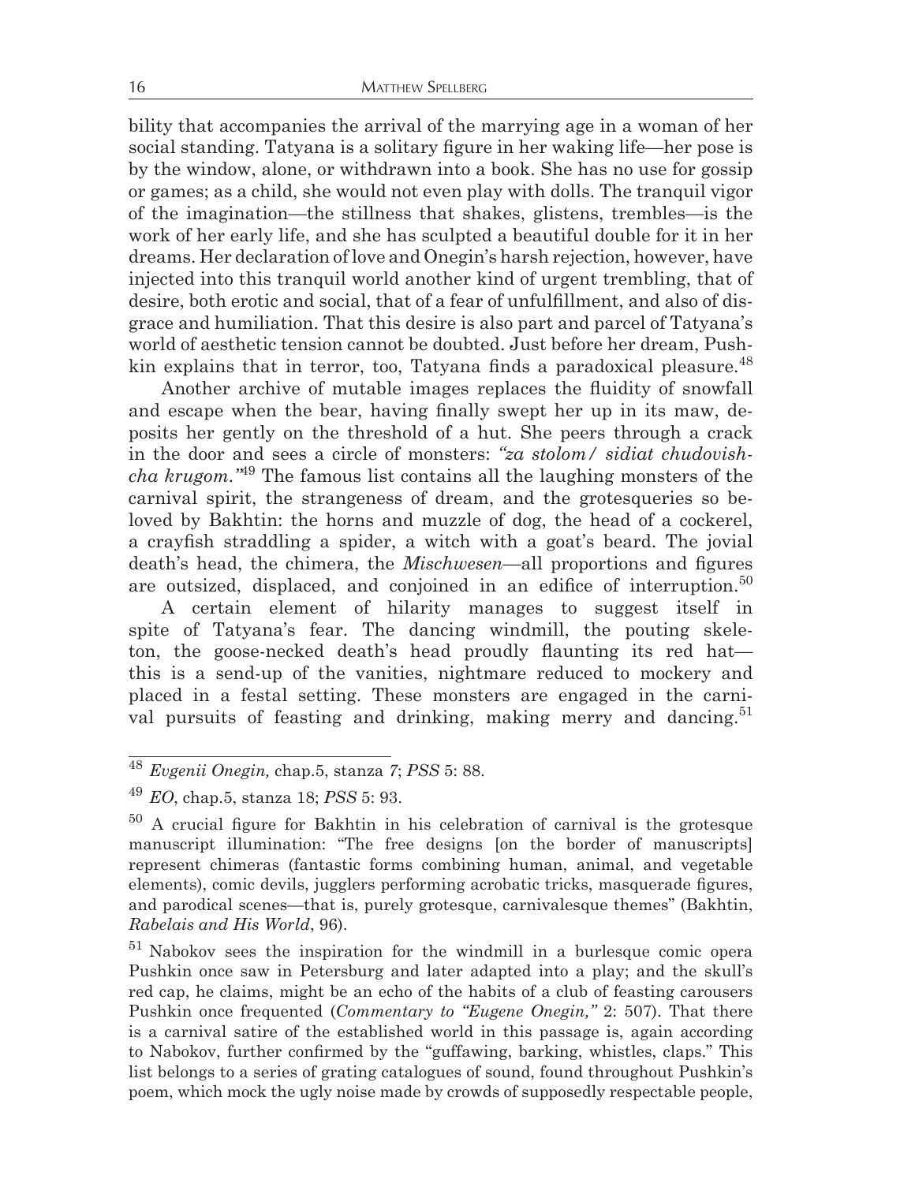bility that accompanies the arrival of the marrying age in a woman of her social standing. Tatyana is a solitary figure in her waking life—her pose is by the window, alone, or withdrawn into a book. She has no use for gossip or games; as a child, she would not even play with dolls. The tranquil vigor of the imagination—the stillness that shakes, glistens, trembles—is the work of her early life, and she has sculpted a beautiful double for it in her dreams. Her declaration of love and Onegin's harsh rejection, however, have injected into this tranquil world another kind of urgent trembling, that of desire, both erotic and social, that of a fear of unfulfillment, and also of disgrace and humiliation. That this desire is also part and parcel of Tatyana's world of aesthetic tension cannot be doubted. Just before her dream, Pushkin explains that in terror, too, Tatyana finds a paradoxical pleasure.[48]

Another archive of mutable images replaces the fluidity of snowfall and escape when the bear, having finally swept her up in its maw, deposits her gently on the threshold of a hut. She peers through a crack in the door and sees a circle of monsters: *"za stolom / sidiat chudovishcha krugom."*[49] The famous list contains all the laughing monsters of the carnival spirit, the strangeness of dream, and the grotesqueries so beloved by Bakhtin: the horns and muzzle of dog, the head of a cockerel, a crayfish straddling a spider, a witch with a goat's beard. The jovial death's head, the chimera, the *Mischwesen*—all proportions and figures are outsized, displaced, and conjoined in an edifice of interruption.[50]

A certain element of hilarity manages to suggest itself in spite of Tatyana's fear. The dancing windmill, the pouting skeleton, the goose-necked death's head proudly flaunting its red hat—this is a send-up of the vanities, nightmare reduced to mockery and placed in a festal setting. These monsters are engaged in the carnival pursuits of feasting and drinking, making merry and dancing.[51]

---

[48] *Evgenii Onegin,* chap.5, stanza 7; *PSS* 5: 88.

[49] *EO*, chap.5, stanza 18; *PSS* 5: 93.

[50] A crucial figure for Bakhtin in his celebration of carnival is the grotesque manuscript illumination: "The free designs [on the border of manuscripts] represent chimeras (fantastic forms combining human, animal, and vegetable elements), comic devils, jugglers performing acrobatic tricks, masquerade figures, and parodical scenes—that is, purely grotesque, carnivalesque themes" (Bakhtin, *Rabelais and His World*, 96).

[51] Nabokov sees the inspiration for the windmill in a burlesque comic opera Pushkin once saw in Petersburg and later adapted into a play; and the skull's red cap, he claims, might be an echo of the habits of a club of feasting carousers Pushkin once frequented (*Commentary to "Eugene Onegin,"* 2: 507). That there is a carnival satire of the established world in this passage is, again according to Nabokov, further confirmed by the "guffawing, barking, whistles, claps." This list belongs to a series of grating catalogues of sound, found throughout Pushkin's poem, which mock the ugly noise made by crowds of supposedly respectable people,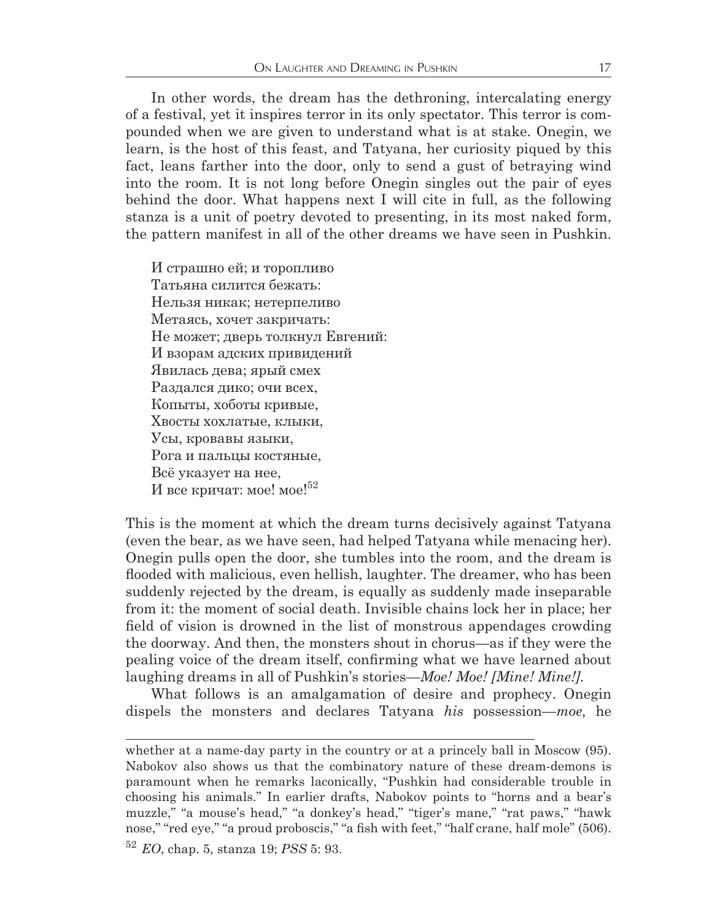In other words, the dream has the dethroning, intercalating energy of a festival, yet it inspires terror in its only spectator. This terror is compounded when we are given to understand what is at stake. Onegin, we learn, is the host of this feast, and Tatyana, her curiosity piqued by this fact, leans farther into the door, only to send a gust of betraying wind into the room. It is not long before Onegin singles out the pair of eyes behind the door. What happens next I will cite in full, as the following stanza is a unit of poetry devoted to presenting, in its most naked form, the pattern manifest in all of the other dreams we have seen in Pushkin.

> И страшно ей; и торопливо
> Татьяна силится бежать:
> Нельзя никак; нетерпеливо
> Метаясь, хочет закричать:
> Не может; дверь толкнул Евгений:
> И взорам адских привидений
> Явилась дева; ярый смех
> Раздался дико; очи всех,
> Копыты, хоботы кривые,
> Хвосты хохлатые, клыки,
> Усы, кровавы языки,
> Рога и пальцы костяные,
> Всё указует на нее,
> И все кричат: мое! мое![52]

This is the moment at which the dream turns decisively against Tatyana (even the bear, as we have seen, had helped Tatyana while menacing her). Onegin pulls open the door, she tumbles into the room, and the dream is flooded with malicious, even hellish, laughter. The dreamer, who has been suddenly rejected by the dream, is equally as suddenly made inseparable from it: the moment of social death. Invisible chains lock her in place; her field of vision is drowned in the list of monstrous appendages crowding the doorway. And then, the monsters shout in chorus—as if they were the pealing voice of the dream itself, confirming what we have learned about laughing dreams in all of Pushkin's stories—*Moe! Moe! [Mine! Mine!].*

What follows is an amalgamation of desire and prophecy. Onegin dispels the monsters and declares Tatyana *his* possession—*moe,* he

---

whether at a name-day party in the country or at a princely ball in Moscow (95). Nabokov also shows us that the combinatory nature of these dream-demons is paramount when he remarks laconically, "Pushkin had considerable trouble in choosing his animals." In earlier drafts, Nabokov points to "horns and a bear's muzzle," "a mouse's head," "a donkey's head," "tiger's mane," "rat paws," "hawk nose," "red eye," "a proud proboscis," "a fish with feet," "half crane, half mole" (506).

[52] *EO*, chap. 5, stanza 19; *PSS* 5: 93.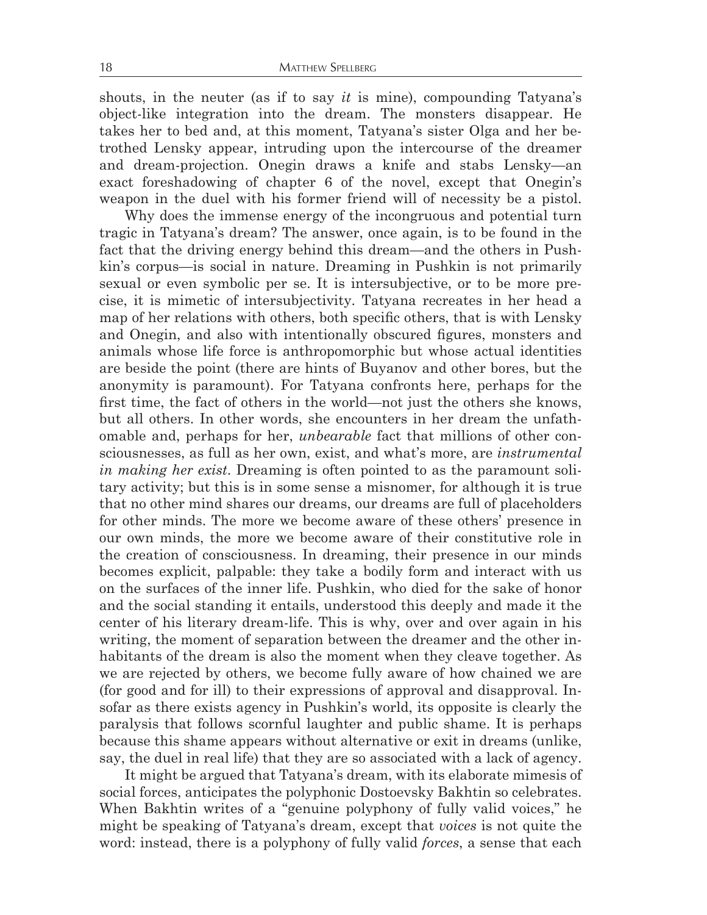shouts, in the neuter (as if to say *it* is mine), compounding Tatyana's object-like integration into the dream. The monsters disappear. He takes her to bed and, at this moment, Tatyana's sister Olga and her betrothed Lensky appear, intruding upon the intercourse of the dreamer and dream-projection. Onegin draws a knife and stabs Lensky—an exact foreshadowing of chapter 6 of the novel, except that Onegin's weapon in the duel with his former friend will of necessity be a pistol.

Why does the immense energy of the incongruous and potential turn tragic in Tatyana's dream? The answer, once again, is to be found in the fact that the driving energy behind this dream—and the others in Pushkin's corpus—is social in nature. Dreaming in Pushkin is not primarily sexual or even symbolic per se. It is intersubjective, or to be more precise, it is mimetic of intersubjectivity. Tatyana recreates in her head a map of her relations with others, both specific others, that is with Lensky and Onegin, and also with intentionally obscured figures, monsters and animals whose life force is anthropomorphic but whose actual identities are beside the point (there are hints of Buyanov and other bores, but the anonymity is paramount). For Tatyana confronts here, perhaps for the first time, the fact of others in the world—not just the others she knows, but all others. In other words, she encounters in her dream the unfathomable and, perhaps for her, *unbearable* fact that millions of other consciousnesses, as full as her own, exist, and what's more, are *instrumental in making her exist*. Dreaming is often pointed to as the paramount solitary activity; but this is in some sense a misnomer, for although it is true that no other mind shares our dreams, our dreams are full of placeholders for other minds. The more we become aware of these others' presence in our own minds, the more we become aware of their constitutive role in the creation of consciousness. In dreaming, their presence in our minds becomes explicit, palpable: they take a bodily form and interact with us on the surfaces of the inner life. Pushkin, who died for the sake of honor and the social standing it entails, understood this deeply and made it the center of his literary dream-life. This is why, over and over again in his writing, the moment of separation between the dreamer and the other inhabitants of the dream is also the moment when they cleave together. As we are rejected by others, we become fully aware of how chained we are (for good and for ill) to their expressions of approval and disapproval. Insofar as there exists agency in Pushkin's world, its opposite is clearly the paralysis that follows scornful laughter and public shame. It is perhaps because this shame appears without alternative or exit in dreams (unlike, say, the duel in real life) that they are so associated with a lack of agency.

It might be argued that Tatyana's dream, with its elaborate mimesis of social forces, anticipates the polyphonic Dostoevsky Bakhtin so celebrates. When Bakhtin writes of a "genuine polyphony of fully valid voices," he might be speaking of Tatyana's dream, except that *voices* is not quite the word: instead, there is a polyphony of fully valid *forces*, a sense that each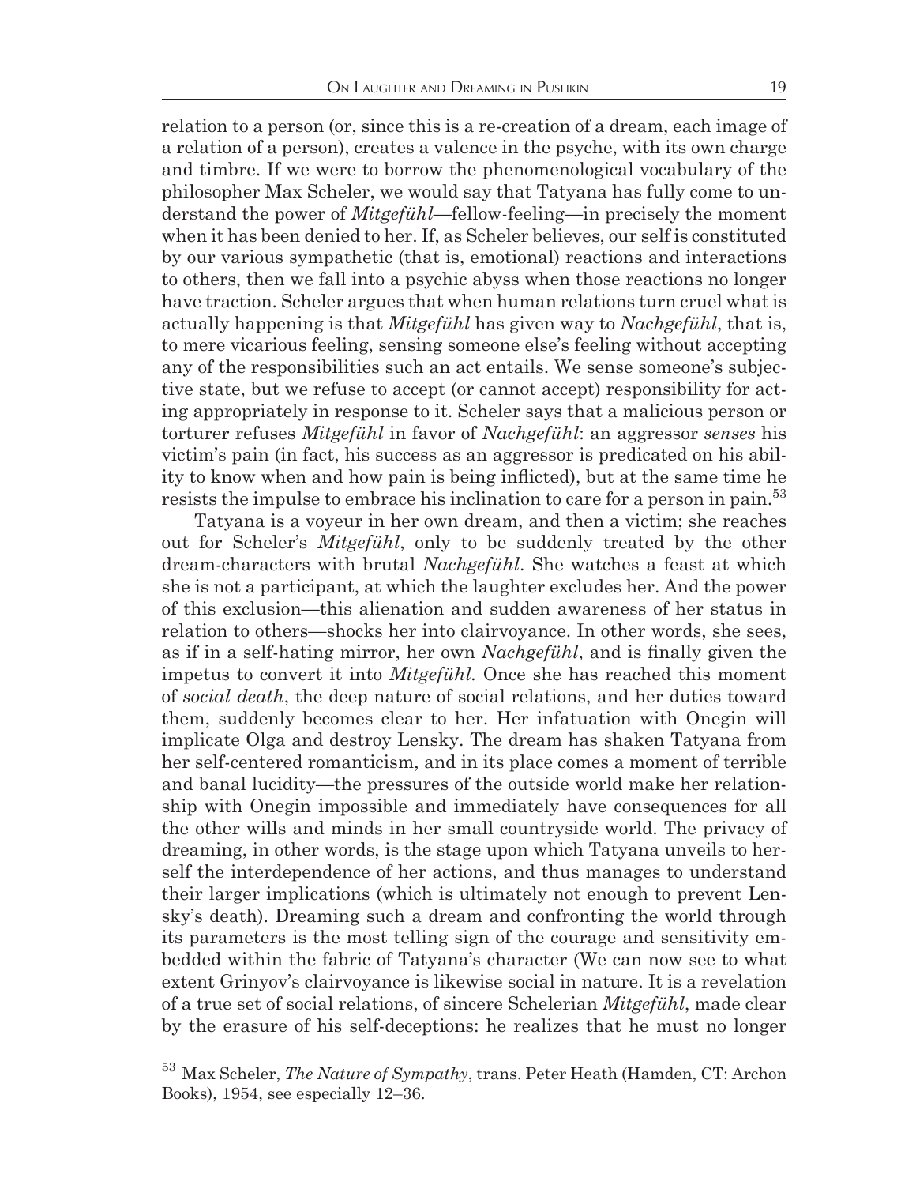relation to a person (or, since this is a re-creation of a dream, each image of a relation of a person), creates a valence in the psyche, with its own charge and timbre. If we were to borrow the phenomenological vocabulary of the philosopher Max Scheler, we would say that Tatyana has fully come to understand the power of *Mitgefühl*—fellow-feeling—in precisely the moment when it has been denied to her. If, as Scheler believes, our self is constituted by our various sympathetic (that is, emotional) reactions and interactions to others, then we fall into a psychic abyss when those reactions no longer have traction. Scheler argues that when human relations turn cruel what is actually happening is that *Mitgefühl* has given way to *Nachgefühl*, that is, to mere vicarious feeling, sensing someone else's feeling without accepting any of the responsibilities such an act entails. We sense someone's subjective state, but we refuse to accept (or cannot accept) responsibility for acting appropriately in response to it. Scheler says that a malicious person or torturer refuses *Mitgefühl* in favor of *Nachgefühl*: an aggressor *senses* his victim's pain (in fact, his success as an aggressor is predicated on his ability to know when and how pain is being inflicted), but at the same time he resists the impulse to embrace his inclination to care for a person in pain.[53]

Tatyana is a voyeur in her own dream, and then a victim; she reaches out for Scheler's *Mitgefühl*, only to be suddenly treated by the other dream-characters with brutal *Nachgefühl*. She watches a feast at which she is not a participant, at which the laughter excludes her. And the power of this exclusion—this alienation and sudden awareness of her status in relation to others—shocks her into clairvoyance. In other words, she sees, as if in a self-hating mirror, her own *Nachgefühl*, and is finally given the impetus to convert it into *Mitgefühl*. Once she has reached this moment of *social death*, the deep nature of social relations, and her duties toward them, suddenly becomes clear to her. Her infatuation with Onegin will implicate Olga and destroy Lensky. The dream has shaken Tatyana from her self-centered romanticism, and in its place comes a moment of terrible and banal lucidity—the pressures of the outside world make her relationship with Onegin impossible and immediately have consequences for all the other wills and minds in her small countryside world. The privacy of dreaming, in other words, is the stage upon which Tatyana unveils to herself the interdependence of her actions, and thus manages to understand their larger implications (which is ultimately not enough to prevent Lensky's death). Dreaming such a dream and confronting the world through its parameters is the most telling sign of the courage and sensitivity embedded within the fabric of Tatyana's character (We can now see to what extent Grinyov's clairvoyance is likewise social in nature. It is a revelation of a true set of social relations, of sincere Schelerian *Mitgefühl*, made clear by the erasure of his self-deceptions: he realizes that he must no longer

---

[53] Max Scheler, *The Nature of Sympathy*, trans. Peter Heath (Hamden, CT: Archon Books), 1954, see especially 12–36.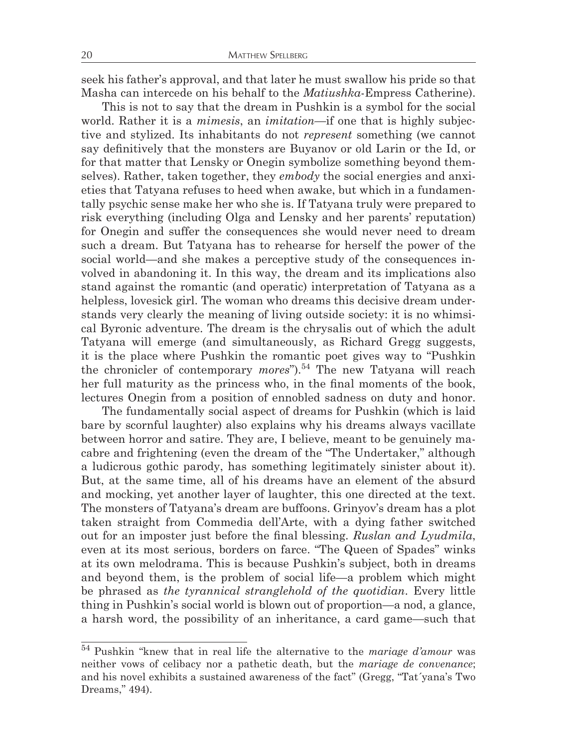seek his father's approval, and that later he must swallow his pride so that Masha can intercede on his behalf to the *Matiushka*-Empress Catherine).

This is not to say that the dream in Pushkin is a symbol for the social world. Rather it is a *mimesis*, an *imitation*—if one that is highly subjective and stylized. Its inhabitants do not *represent* something (we cannot say definitively that the monsters are Buyanov or old Larin or the Id, or for that matter that Lensky or Onegin symbolize something beyond themselves). Rather, taken together, they *embody* the social energies and anxieties that Tatyana refuses to heed when awake, but which in a fundamentally psychic sense make her who she is. If Tatyana truly were prepared to risk everything (including Olga and Lensky and her parents' reputation) for Onegin and suffer the consequences she would never need to dream such a dream. But Tatyana has to rehearse for herself the power of the social world—and she makes a perceptive study of the consequences involved in abandoning it. In this way, the dream and its implications also stand against the romantic (and operatic) interpretation of Tatyana as a helpless, lovesick girl. The woman who dreams this decisive dream understands very clearly the meaning of living outside society: it is no whimsical Byronic adventure. The dream is the chrysalis out of which the adult Tatyana will emerge (and simultaneously, as Richard Gregg suggests, it is the place where Pushkin the romantic poet gives way to "Pushkin the chronicler of contemporary *mores*").[54] The new Tatyana will reach her full maturity as the princess who, in the final moments of the book, lectures Onegin from a position of ennobled sadness on duty and honor.

The fundamentally social aspect of dreams for Pushkin (which is laid bare by scornful laughter) also explains why his dreams always vacillate between horror and satire. They are, I believe, meant to be genuinely macabre and frightening (even the dream of the "The Undertaker," although a ludicrous gothic parody, has something legitimately sinister about it). But, at the same time, all of his dreams have an element of the absurd and mocking, yet another layer of laughter, this one directed at the text. The monsters of Tatyana's dream are buffoons. Grinyov's dream has a plot taken straight from Commedia dell'Arte, with a dying father switched out for an imposter just before the final blessing. *Ruslan and Lyudmila*, even at its most serious, borders on farce. "The Queen of Spades" winks at its own melodrama. This is because Pushkin's subject, both in dreams and beyond them, is the problem of social life—a problem which might be phrased as *the tyrannical stranglehold of the quotidian*. Every little thing in Pushkin's social world is blown out of proportion—a nod, a glance, a harsh word, the possibility of an inheritance, a card game—such that

---

[54] Pushkin "knew that in real life the alternative to the *mariage d'amour* was neither vows of celibacy nor a pathetic death, but the *mariage de convenance*; and his novel exhibits a sustained awareness of the fact" (Gregg, "Tat´yana's Two Dreams," 494).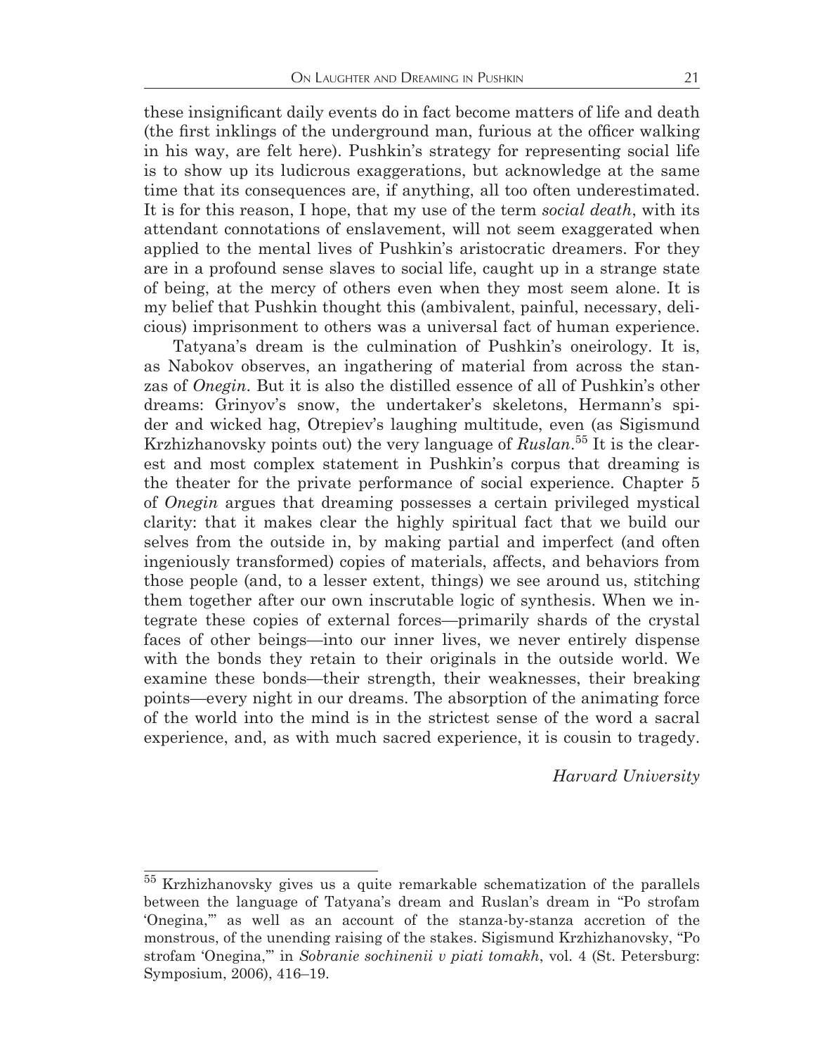these insignificant daily events do in fact become matters of life and death (the first inklings of the underground man, furious at the officer walking in his way, are felt here). Pushkin's strategy for representing social life is to show up its ludicrous exaggerations, but acknowledge at the same time that its consequences are, if anything, all too often underestimated. It is for this reason, I hope, that my use of the term *social death*, with its attendant connotations of enslavement, will not seem exaggerated when applied to the mental lives of Pushkin's aristocratic dreamers. For they are in a profound sense slaves to social life, caught up in a strange state of being, at the mercy of others even when they most seem alone. It is my belief that Pushkin thought this (ambivalent, painful, necessary, delicious) imprisonment to others was a universal fact of human experience.

Tatyana's dream is the culmination of Pushkin's oneirology. It is, as Nabokov observes, an ingathering of material from across the stanzas of *Onegin*. But it is also the distilled essence of all of Pushkin's other dreams: Grinyov's snow, the undertaker's skeletons, Hermann's spider and wicked hag, Otrepiev's laughing multitude, even (as Sigismund Krzhizhanovsky points out) the very language of *Ruslan*.[55] It is the clearest and most complex statement in Pushkin's corpus that dreaming is the theater for the private performance of social experience. Chapter 5 of *Onegin* argues that dreaming possesses a certain privileged mystical clarity: that it makes clear the highly spiritual fact that we build our selves from the outside in, by making partial and imperfect (and often ingeniously transformed) copies of materials, affects, and behaviors from those people (and, to a lesser extent, things) we see around us, stitching them together after our own inscrutable logic of synthesis. When we integrate these copies of external forces—primarily shards of the crystal faces of other beings—into our inner lives, we never entirely dispense with the bonds they retain to their originals in the outside world. We examine these bonds—their strength, their weaknesses, their breaking points—every night in our dreams. The absorption of the animating force of the world into the mind is in the strictest sense of the word a sacral experience, and, as with much sacred experience, it is cousin to tragedy.

*Harvard University*

---

[55] Krzhizhanovsky gives us a quite remarkable schematization of the parallels between the language of Tatyana's dream and Ruslan's dream in "Po strofam 'Onegina,'" as well as an account of the stanza-by-stanza accretion of the monstrous, of the unending raising of the stakes. Sigismund Krzhizhanovsky, "Po strofam 'Onegina,'" in *Sobranie sochinenii v piati tomakh*, vol. 4 (St. Petersburg: Symposium, 2006), 416–19.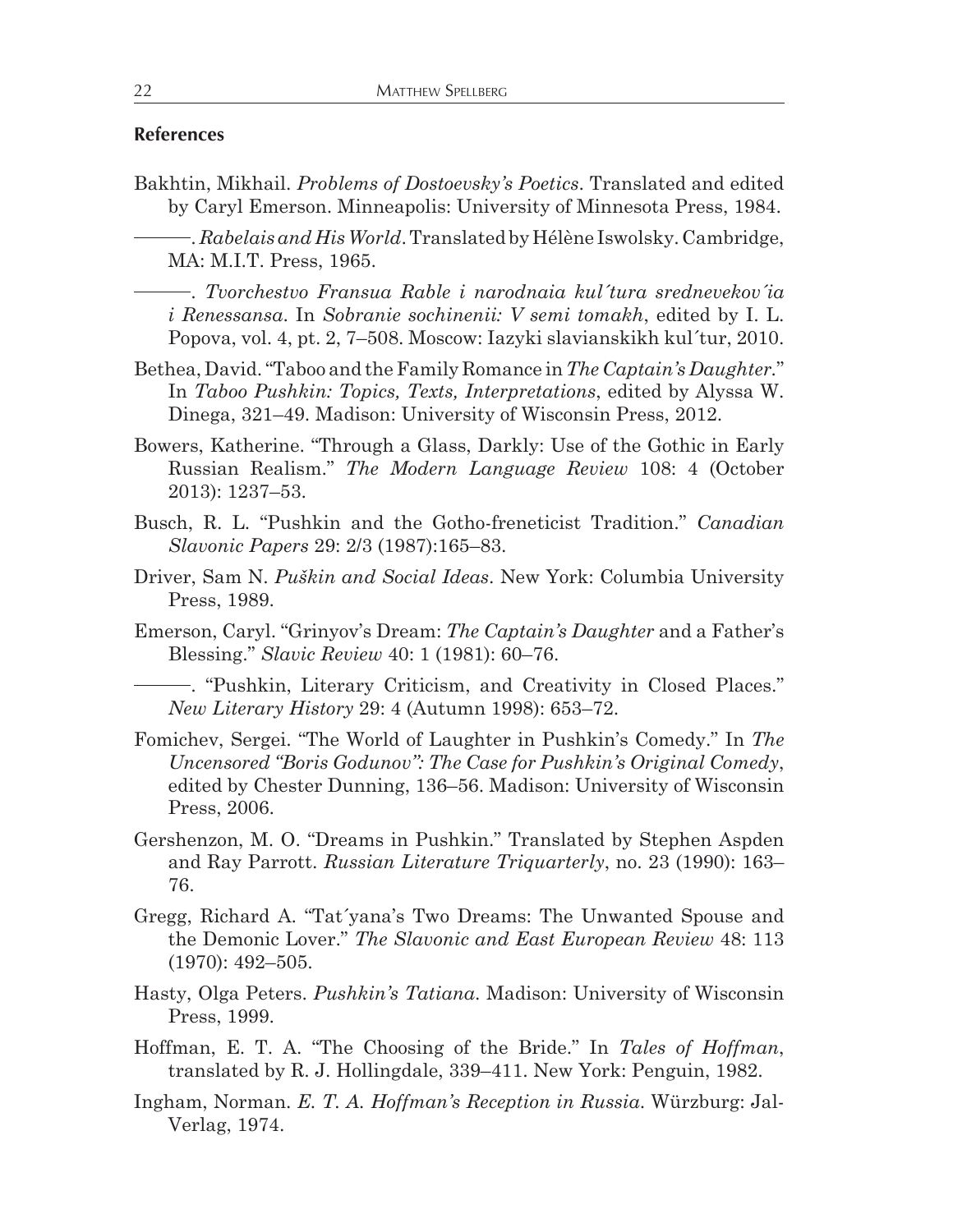## References

Bakhtin, Mikhail. *Problems of Dostoevsky's Poetics*. Translated and edited by Caryl Emerson. Minneapolis: University of Minnesota Press, 1984.

———. *Rabelais and His World*. Translated by Hélène Iswolsky. Cambridge, MA: M.I.T. Press, 1965.

———. *Tvorchestvo Fransua Rable i narodnaia kul´tura srednevekov´ia i Renessansa*. In *Sobranie sochinenii: V semi tomakh*, edited by I. L. Popova, vol. 4, pt. 2, 7–508. Moscow: Iazyki slavianskikh kul´tur, 2010.

Bethea, David. "Taboo and the Family Romance in *The Captain's Daughter*." In *Taboo Pushkin: Topics, Texts, Interpretations*, edited by Alyssa W. Dinega, 321–49. Madison: University of Wisconsin Press, 2012.

Bowers, Katherine. "Through a Glass, Darkly: Use of the Gothic in Early Russian Realism." *The Modern Language Review* 108: 4 (October 2013): 1237–53.

Busch, R. L. "Pushkin and the Gotho-freneticist Tradition." *Canadian Slavonic Papers* 29: 2/3 (1987):165–83.

Driver, Sam N. *Puškin and Social Ideas*. New York: Columbia University Press, 1989.

Emerson, Caryl. "Grinyov's Dream: *The Captain's Daughter* and a Father's Blessing." *Slavic Review* 40: 1 (1981): 60–76.

———. "Pushkin, Literary Criticism, and Creativity in Closed Places." *New Literary History* 29: 4 (Autumn 1998): 653–72.

Fomichev, Sergei. "The World of Laughter in Pushkin's Comedy." In *The Uncensored "Boris Godunov": The Case for Pushkin's Original Comedy*, edited by Chester Dunning, 136–56. Madison: University of Wisconsin Press, 2006.

Gershenzon, M. O. "Dreams in Pushkin." Translated by Stephen Aspden and Ray Parrott. *Russian Literature Triquarterly*, no. 23 (1990): 163–76.

Gregg, Richard A. "Tat´yana's Two Dreams: The Unwanted Spouse and the Demonic Lover." *The Slavonic and East European Review* 48: 113 (1970): 492–505.

Hasty, Olga Peters. *Pushkin's Tatiana*. Madison: University of Wisconsin Press, 1999.

Hoffman, E. T. A. "The Choosing of the Bride." In *Tales of Hoffman*, translated by R. J. Hollingdale, 339–411. New York: Penguin, 1982.

Ingham, Norman. *E. T. A. Hoffman's Reception in Russia*. Würzburg: Jal-Verlag, 1974.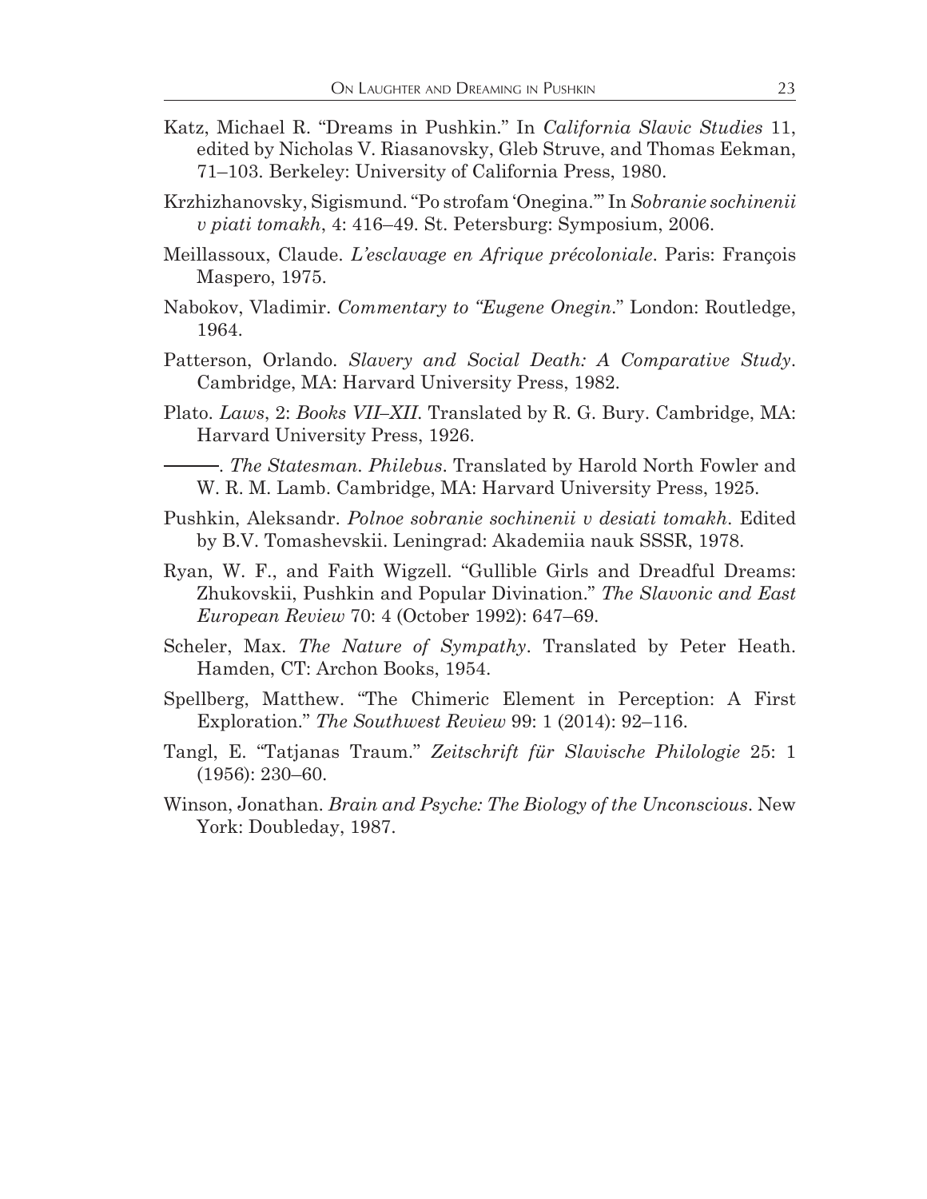Katz, Michael R. "Dreams in Pushkin." In *California Slavic Studies* 11, edited by Nicholas V. Riasanovsky, Gleb Struve, and Thomas Eekman, 71–103. Berkeley: University of California Press, 1980.

Krzhizhanovsky, Sigismund. "Po strofam 'Onegina.'" In *Sobranie sochinenii v piati tomakh*, 4: 416–49. St. Petersburg: Symposium, 2006.

Meillassoux, Claude. *L'esclavage en Afrique précoloniale*. Paris: François Maspero, 1975.

Nabokov, Vladimir. *Commentary to "Eugene Onegin*." London: Routledge, 1964.

Patterson, Orlando. *Slavery and Social Death: A Comparative Study*. Cambridge, MA: Harvard University Press, 1982.

Plato. *Laws*, 2: *Books VII–XII*. Translated by R. G. Bury. Cambridge, MA: Harvard University Press, 1926.

———. *The Statesman. Philebus*. Translated by Harold North Fowler and W. R. M. Lamb. Cambridge, MA: Harvard University Press, 1925.

Pushkin, Aleksandr. *Polnoe sobranie sochinenii v desiati tomakh*. Edited by B.V. Tomashevskii. Leningrad: Akademiia nauk SSSR, 1978.

Ryan, W. F., and Faith Wigzell. "Gullible Girls and Dreadful Dreams: Zhukovskii, Pushkin and Popular Divination." *The Slavonic and East European Review* 70: 4 (October 1992): 647–69.

Scheler, Max. *The Nature of Sympathy*. Translated by Peter Heath. Hamden, CT: Archon Books, 1954.

Spellberg, Matthew. "The Chimeric Element in Perception: A First Exploration." *The Southwest Review* 99: 1 (2014): 92–116.

Tangl, E. "Tatjanas Traum." *Zeitschrift für Slavische Philologie* 25: 1 (1956): 230–60.

Winson, Jonathan. *Brain and Psyche: The Biology of the Unconscious*. New York: Doubleday, 1987.